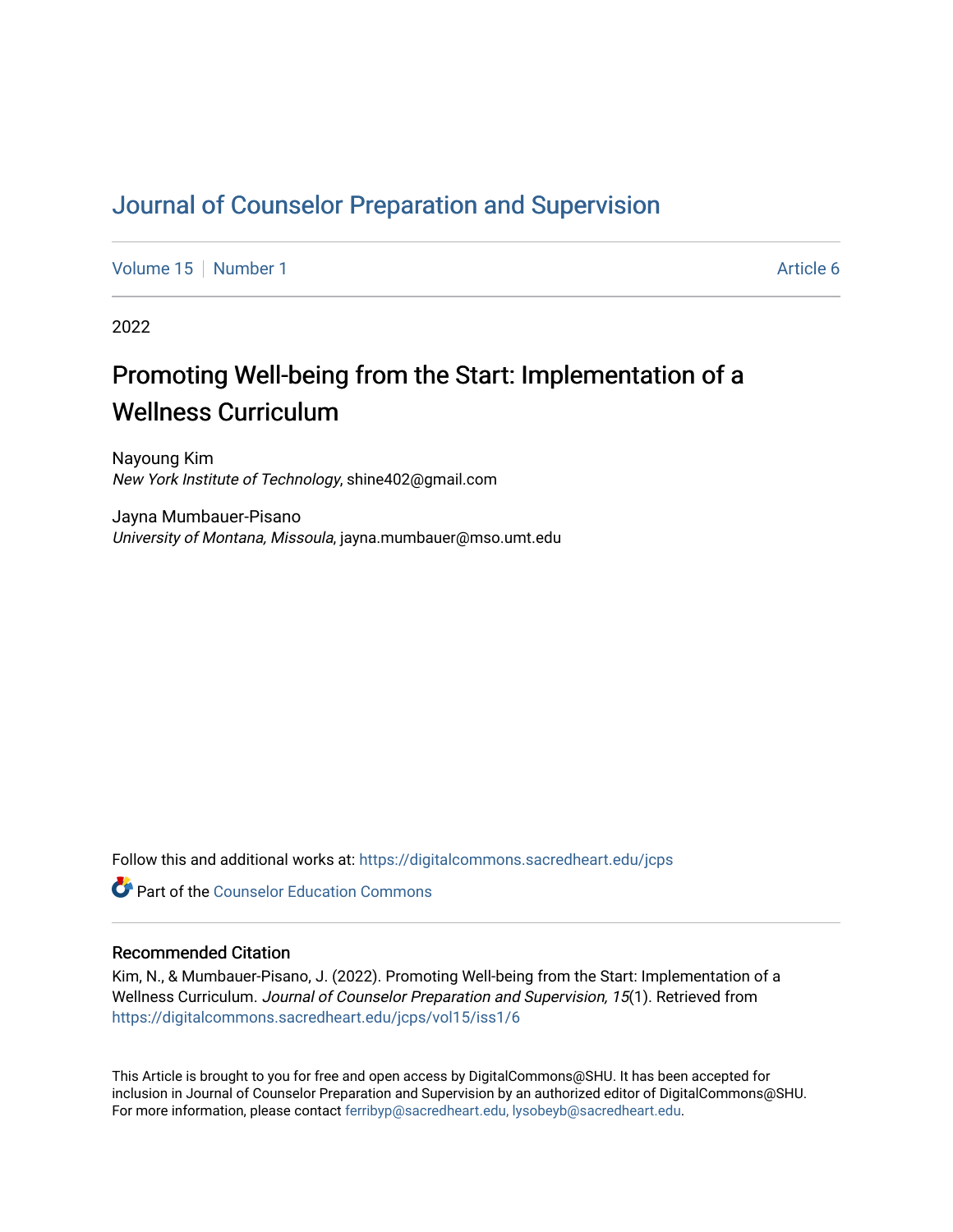# Journal of Counselor Preparation and Supervision

Volume 15 | Number 1 | Article 6

2022

## Promoting Well-being from the Start: Implementation of a Wellness Curriculum

Nayoung Kim
*New York Institute of Technology*, shine402@gmail.com

Jayna Mumbauer-Pisano
*University of Montana, Missoula*, jayna.mumbauer@mso.umt.edu

Follow this and additional works at: https://digitalcommons.sacredheart.edu/jcps

Part of the Counselor Education Commons

### Recommended Citation

Kim, N., & Mumbauer-Pisano, J. (2022). Promoting Well-being from the Start: Implementation of a Wellness Curriculum. *Journal of Counselor Preparation and Supervision, 15*(1). Retrieved from https://digitalcommons.sacredheart.edu/jcps/vol15/iss1/6

This Article is brought to you for free and open access by DigitalCommons@SHU. It has been accepted for inclusion in Journal of Counselor Preparation and Supervision by an authorized editor of DigitalCommons@SHU. For more information, please contact ferribyp@sacredheart.edu, lysobeyb@sacredheart.edu.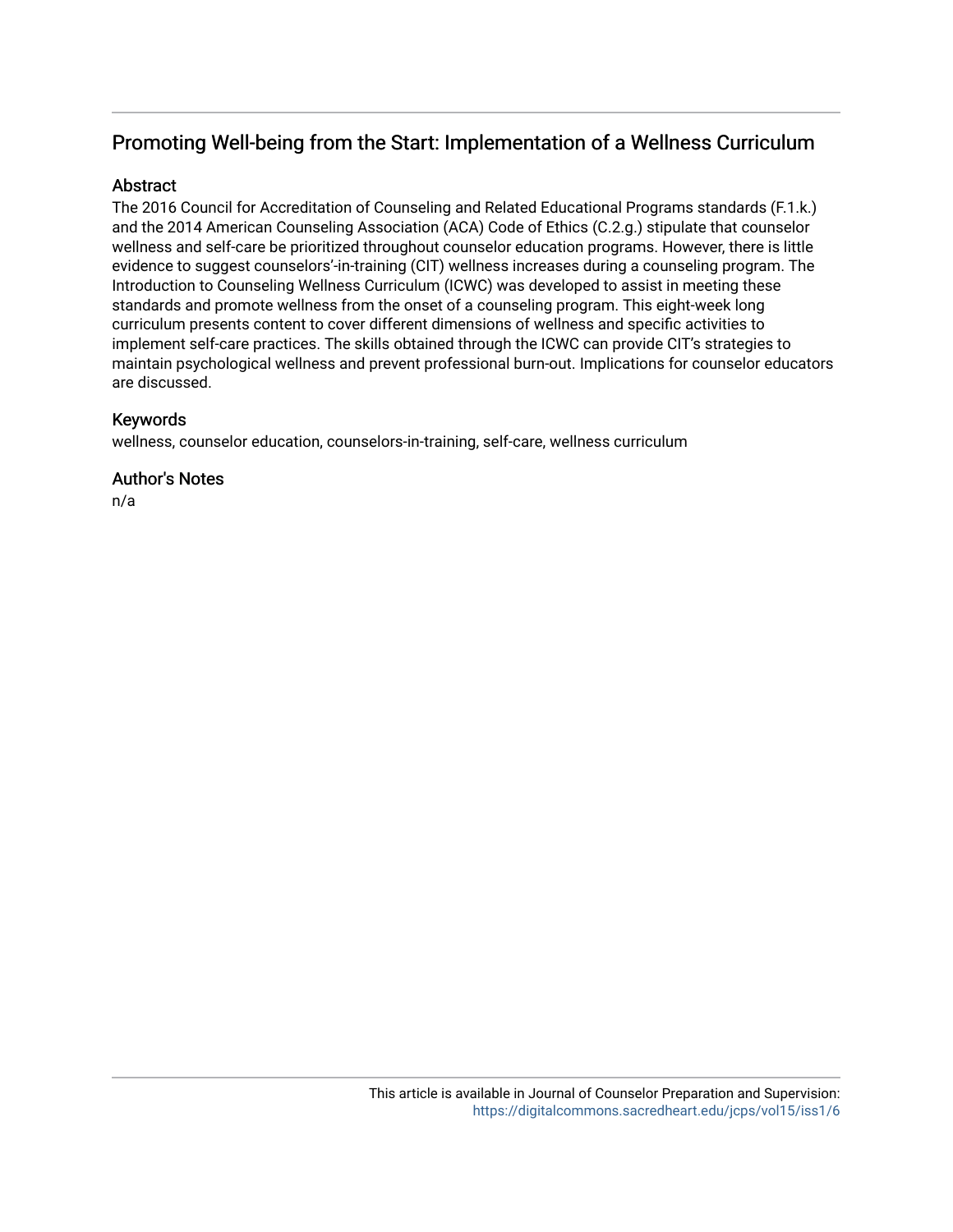## Promoting Well-being from the Start: Implementation of a Wellness Curriculum

### Abstract

The 2016 Council for Accreditation of Counseling and Related Educational Programs standards (F.1.k.) and the 2014 American Counseling Association (ACA) Code of Ethics (C.2.g.) stipulate that counselor wellness and self-care be prioritized throughout counselor education programs. However, there is little evidence to suggest counselors'-in-training (CIT) wellness increases during a counseling program. The Introduction to Counseling Wellness Curriculum (ICWC) was developed to assist in meeting these standards and promote wellness from the onset of a counseling program. This eight-week long curriculum presents content to cover different dimensions of wellness and specific activities to implement self-care practices. The skills obtained through the ICWC can provide CIT's strategies to maintain psychological wellness and prevent professional burn-out. Implications for counselor educators are discussed.

### Keywords

wellness, counselor education, counselors-in-training, self-care, wellness curriculum

### Author's Notes

n/a

This article is available in Journal of Counselor Preparation and Supervision: https://digitalcommons.sacredheart.edu/jcps/vol15/iss1/6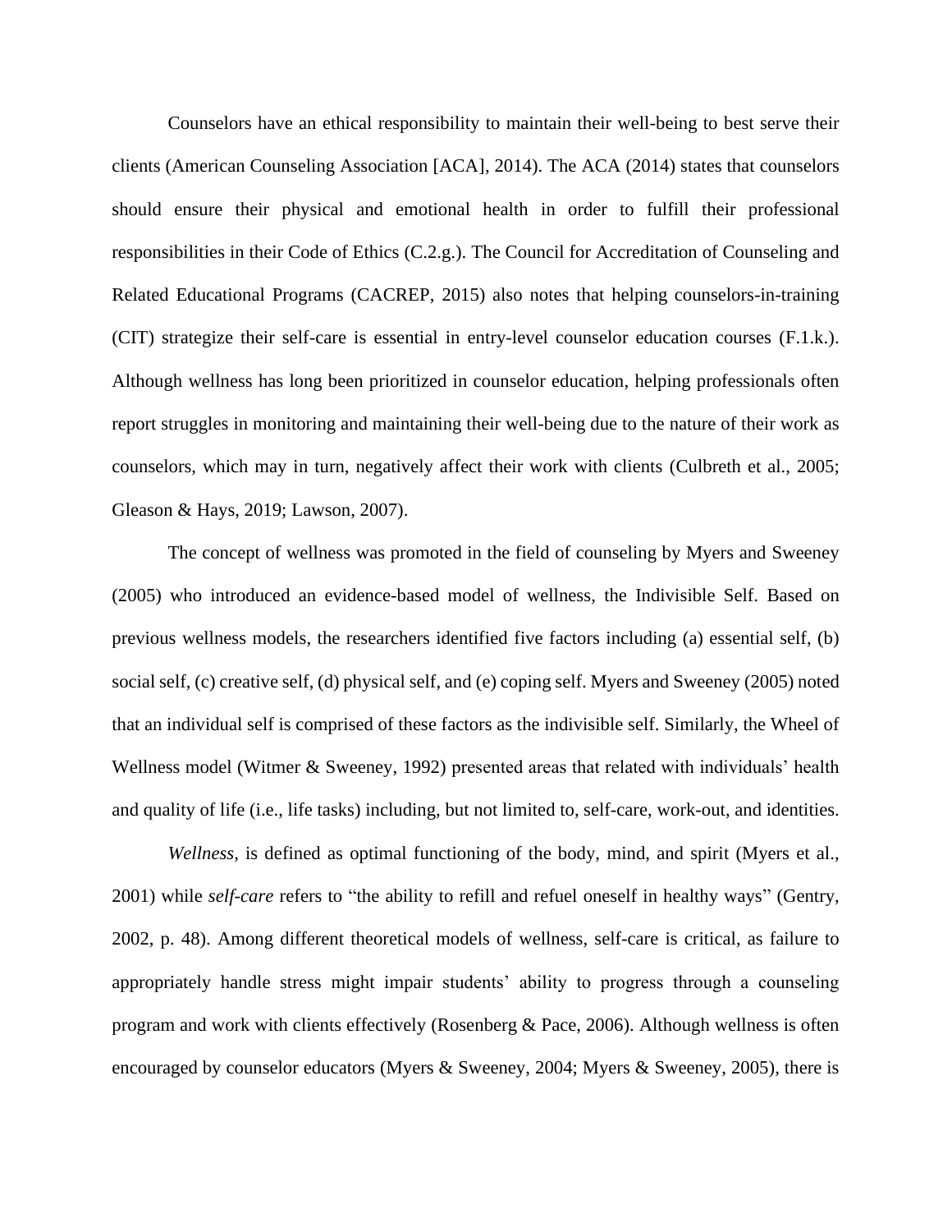Counselors have an ethical responsibility to maintain their well-being to best serve their clients (American Counseling Association [ACA], 2014). The ACA (2014) states that counselors should ensure their physical and emotional health in order to fulfill their professional responsibilities in their Code of Ethics (C.2.g.). The Council for Accreditation of Counseling and Related Educational Programs (CACREP, 2015) also notes that helping counselors-in-training (CIT) strategize their self-care is essential in entry-level counselor education courses (F.1.k.). Although wellness has long been prioritized in counselor education, helping professionals often report struggles in monitoring and maintaining their well-being due to the nature of their work as counselors, which may in turn, negatively affect their work with clients (Culbreth et al., 2005; Gleason & Hays, 2019; Lawson, 2007).

The concept of wellness was promoted in the field of counseling by Myers and Sweeney (2005) who introduced an evidence-based model of wellness, the Indivisible Self. Based on previous wellness models, the researchers identified five factors including (a) essential self, (b) social self, (c) creative self, (d) physical self, and (e) coping self. Myers and Sweeney (2005) noted that an individual self is comprised of these factors as the indivisible self. Similarly, the Wheel of Wellness model (Witmer & Sweeney, 1992) presented areas that related with individuals' health and quality of life (i.e., life tasks) including, but not limited to, self-care, work-out, and identities.

*Wellness*, is defined as optimal functioning of the body, mind, and spirit (Myers et al., 2001) while *self-care* refers to "the ability to refill and refuel oneself in healthy ways" (Gentry, 2002, p. 48). Among different theoretical models of wellness, self-care is critical, as failure to appropriately handle stress might impair students' ability to progress through a counseling program and work with clients effectively (Rosenberg & Pace, 2006). Although wellness is often encouraged by counselor educators (Myers & Sweeney, 2004; Myers & Sweeney, 2005), there is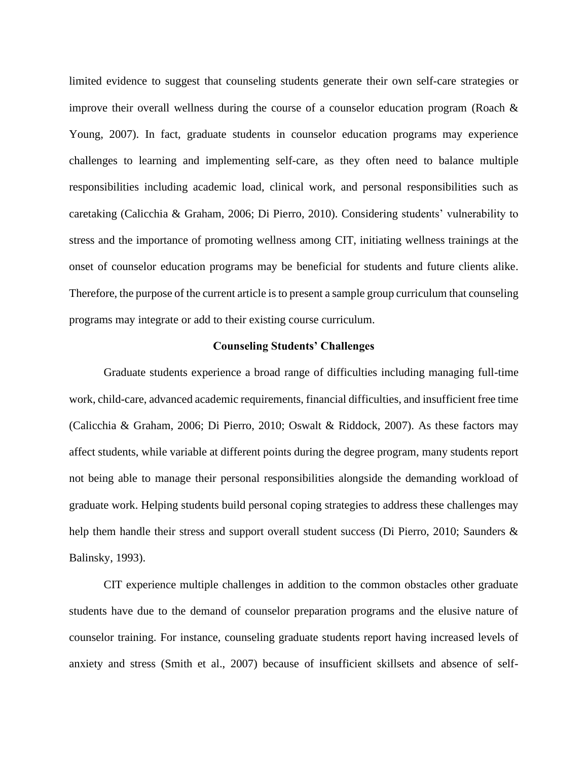limited evidence to suggest that counseling students generate their own self-care strategies or improve their overall wellness during the course of a counselor education program (Roach & Young, 2007). In fact, graduate students in counselor education programs may experience challenges to learning and implementing self-care, as they often need to balance multiple responsibilities including academic load, clinical work, and personal responsibilities such as caretaking (Calicchia & Graham, 2006; Di Pierro, 2010). Considering students' vulnerability to stress and the importance of promoting wellness among CIT, initiating wellness trainings at the onset of counselor education programs may be beneficial for students and future clients alike. Therefore, the purpose of the current article is to present a sample group curriculum that counseling programs may integrate or add to their existing course curriculum.

## Counseling Students' Challenges

Graduate students experience a broad range of difficulties including managing full-time work, child-care, advanced academic requirements, financial difficulties, and insufficient free time (Calicchia & Graham, 2006; Di Pierro, 2010; Oswalt & Riddock, 2007). As these factors may affect students, while variable at different points during the degree program, many students report not being able to manage their personal responsibilities alongside the demanding workload of graduate work. Helping students build personal coping strategies to address these challenges may help them handle their stress and support overall student success (Di Pierro, 2010; Saunders & Balinsky, 1993).

CIT experience multiple challenges in addition to the common obstacles other graduate students have due to the demand of counselor preparation programs and the elusive nature of counselor training. For instance, counseling graduate students report having increased levels of anxiety and stress (Smith et al., 2007) because of insufficient skillsets and absence of self-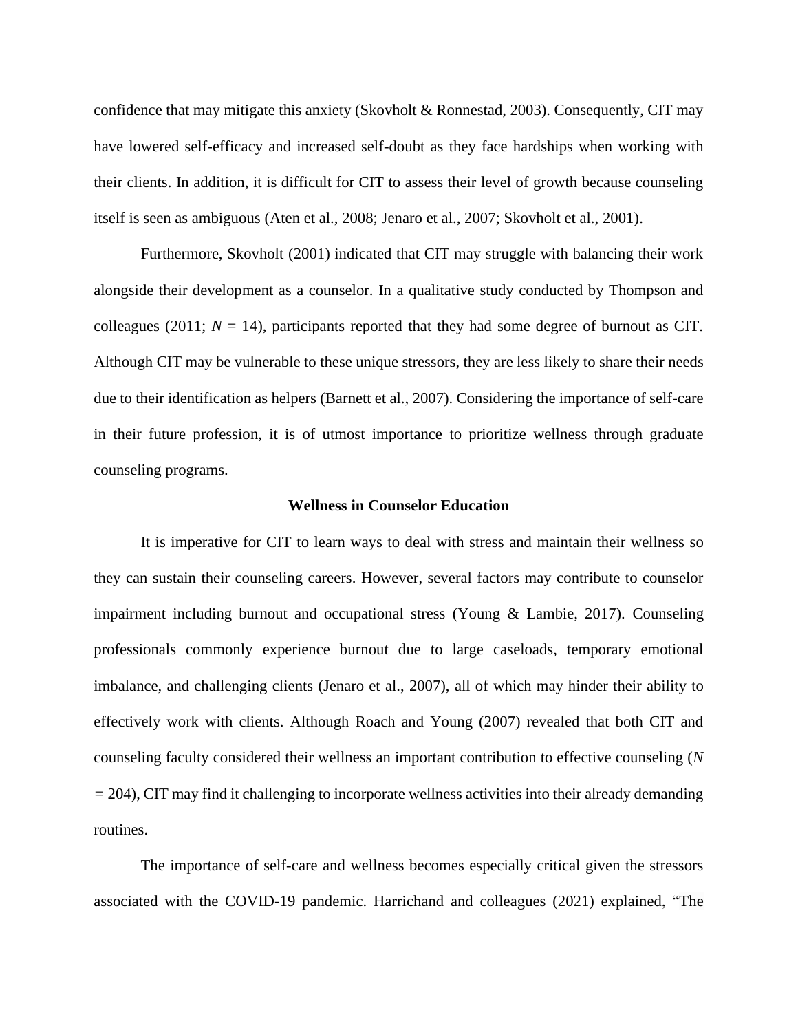confidence that may mitigate this anxiety (Skovholt & Ronnestad, 2003). Consequently, CIT may have lowered self-efficacy and increased self-doubt as they face hardships when working with their clients. In addition, it is difficult for CIT to assess their level of growth because counseling itself is seen as ambiguous (Aten et al., 2008; Jenaro et al., 2007; Skovholt et al., 2001).

Furthermore, Skovholt (2001) indicated that CIT may struggle with balancing their work alongside their development as a counselor. In a qualitative study conducted by Thompson and colleagues (2011; $N$ = 14), participants reported that they had some degree of burnout as CIT. Although CIT may be vulnerable to these unique stressors, they are less likely to share their needs due to their identification as helpers (Barnett et al., 2007). Considering the importance of self-care in their future profession, it is of utmost importance to prioritize wellness through graduate counseling programs.

## Wellness in Counselor Education

It is imperative for CIT to learn ways to deal with stress and maintain their wellness so they can sustain their counseling careers. However, several factors may contribute to counselor impairment including burnout and occupational stress (Young & Lambie, 2017). Counseling professionals commonly experience burnout due to large caseloads, temporary emotional imbalance, and challenging clients (Jenaro et al., 2007), all of which may hinder their ability to effectively work with clients. Although Roach and Young (2007) revealed that both CIT and counseling faculty considered their wellness an important contribution to effective counseling ($N$ = 204), CIT may find it challenging to incorporate wellness activities into their already demanding routines.

The importance of self-care and wellness becomes especially critical given the stressors associated with the COVID-19 pandemic. Harrichand and colleagues (2021) explained, "The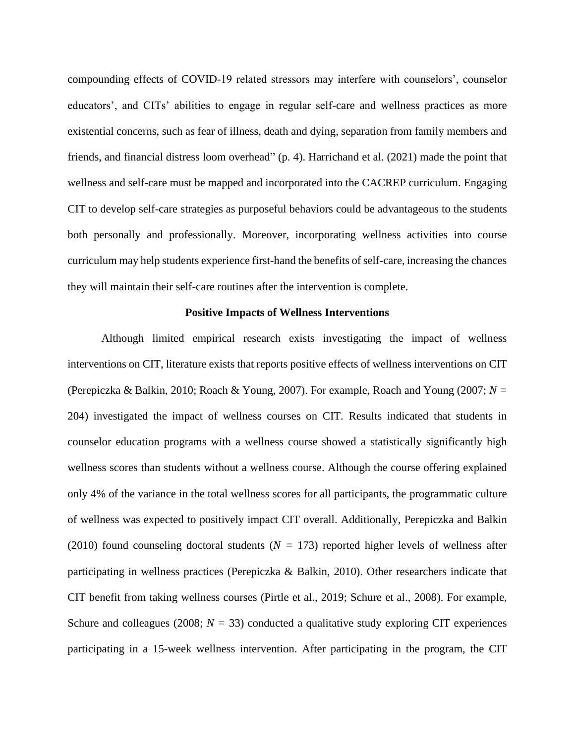compounding effects of COVID-19 related stressors may interfere with counselors', counselor educators', and CITs' abilities to engage in regular self-care and wellness practices as more existential concerns, such as fear of illness, death and dying, separation from family members and friends, and financial distress loom overhead" (p. 4). Harrichand et al. (2021) made the point that wellness and self-care must be mapped and incorporated into the CACREP curriculum. Engaging CIT to develop self-care strategies as purposeful behaviors could be advantageous to the students both personally and professionally. Moreover, incorporating wellness activities into course curriculum may help students experience first-hand the benefits of self-care, increasing the chances they will maintain their self-care routines after the intervention is complete.

## Positive Impacts of Wellness Interventions

Although limited empirical research exists investigating the impact of wellness interventions on CIT, literature exists that reports positive effects of wellness interventions on CIT (Perepiczka & Balkin, 2010; Roach & Young, 2007). For example, Roach and Young (2007; $N$ = 204) investigated the impact of wellness courses on CIT. Results indicated that students in counselor education programs with a wellness course showed a statistically significantly high wellness scores than students without a wellness course. Although the course offering explained only 4% of the variance in the total wellness scores for all participants, the programmatic culture of wellness was expected to positively impact CIT overall. Additionally, Perepiczka and Balkin (2010) found counseling doctoral students ($N$ = 173) reported higher levels of wellness after participating in wellness practices (Perepiczka & Balkin, 2010). Other researchers indicate that CIT benefit from taking wellness courses (Pirtle et al., 2019; Schure et al., 2008). For example, Schure and colleagues (2008; $N$ = 33) conducted a qualitative study exploring CIT experiences participating in a 15-week wellness intervention. After participating in the program, the CIT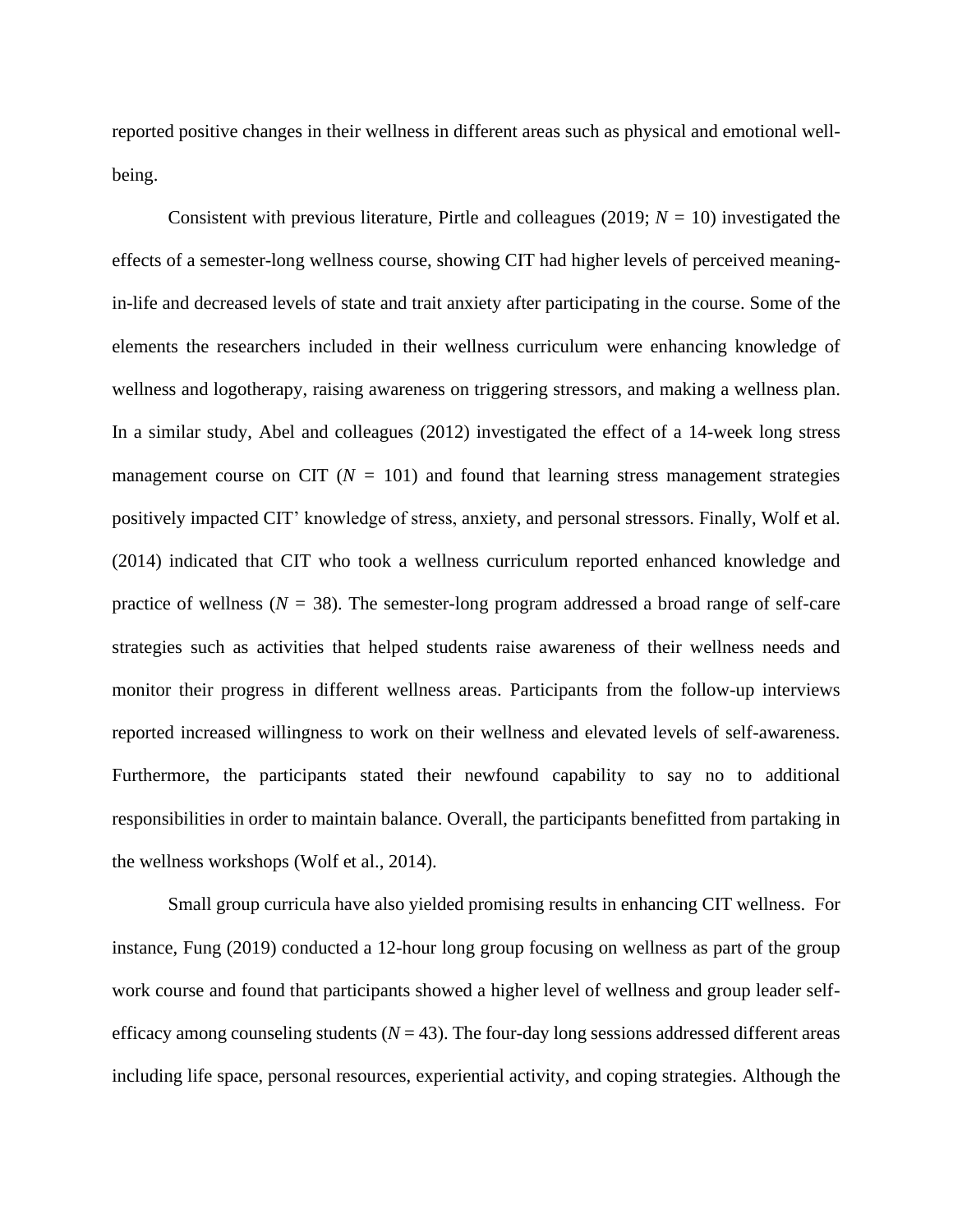reported positive changes in their wellness in different areas such as physical and emotional well-being.

Consistent with previous literature, Pirtle and colleagues (2019; *N* = 10) investigated the effects of a semester-long wellness course, showing CIT had higher levels of perceived meaning-in-life and decreased levels of state and trait anxiety after participating in the course. Some of the elements the researchers included in their wellness curriculum were enhancing knowledge of wellness and logotherapy, raising awareness on triggering stressors, and making a wellness plan. In a similar study, Abel and colleagues (2012) investigated the effect of a 14-week long stress management course on CIT (*N* = 101) and found that learning stress management strategies positively impacted CIT' knowledge of stress, anxiety, and personal stressors. Finally, Wolf et al. (2014) indicated that CIT who took a wellness curriculum reported enhanced knowledge and practice of wellness (*N* = 38). The semester-long program addressed a broad range of self-care strategies such as activities that helped students raise awareness of their wellness needs and monitor their progress in different wellness areas. Participants from the follow-up interviews reported increased willingness to work on their wellness and elevated levels of self-awareness. Furthermore, the participants stated their newfound capability to say no to additional responsibilities in order to maintain balance. Overall, the participants benefitted from partaking in the wellness workshops (Wolf et al., 2014).

Small group curricula have also yielded promising results in enhancing CIT wellness. For instance, Fung (2019) conducted a 12-hour long group focusing on wellness as part of the group work course and found that participants showed a higher level of wellness and group leader self-efficacy among counseling students (*N* = 43). The four-day long sessions addressed different areas including life space, personal resources, experiential activity, and coping strategies. Although the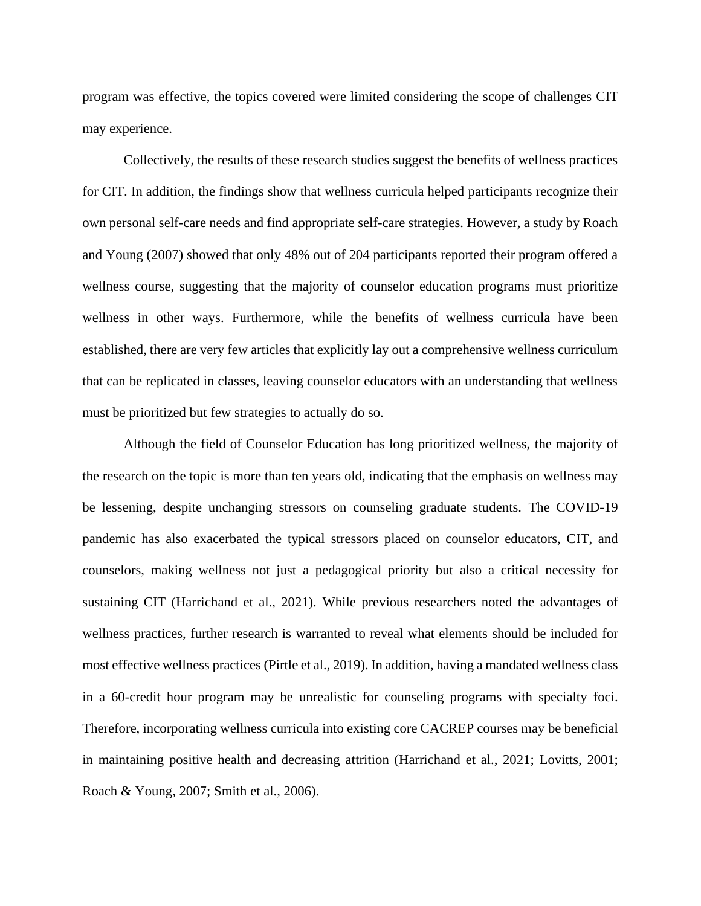program was effective, the topics covered were limited considering the scope of challenges CIT may experience.

Collectively, the results of these research studies suggest the benefits of wellness practices for CIT. In addition, the findings show that wellness curricula helped participants recognize their own personal self-care needs and find appropriate self-care strategies. However, a study by Roach and Young (2007) showed that only 48% out of 204 participants reported their program offered a wellness course, suggesting that the majority of counselor education programs must prioritize wellness in other ways. Furthermore, while the benefits of wellness curricula have been established, there are very few articles that explicitly lay out a comprehensive wellness curriculum that can be replicated in classes, leaving counselor educators with an understanding that wellness must be prioritized but few strategies to actually do so.

Although the field of Counselor Education has long prioritized wellness, the majority of the research on the topic is more than ten years old, indicating that the emphasis on wellness may be lessening, despite unchanging stressors on counseling graduate students. The COVID-19 pandemic has also exacerbated the typical stressors placed on counselor educators, CIT, and counselors, making wellness not just a pedagogical priority but also a critical necessity for sustaining CIT (Harrichand et al., 2021). While previous researchers noted the advantages of wellness practices, further research is warranted to reveal what elements should be included for most effective wellness practices (Pirtle et al., 2019). In addition, having a mandated wellness class in a 60-credit hour program may be unrealistic for counseling programs with specialty foci. Therefore, incorporating wellness curricula into existing core CACREP courses may be beneficial in maintaining positive health and decreasing attrition (Harrichand et al., 2021; Lovitts, 2001; Roach & Young, 2007; Smith et al., 2006).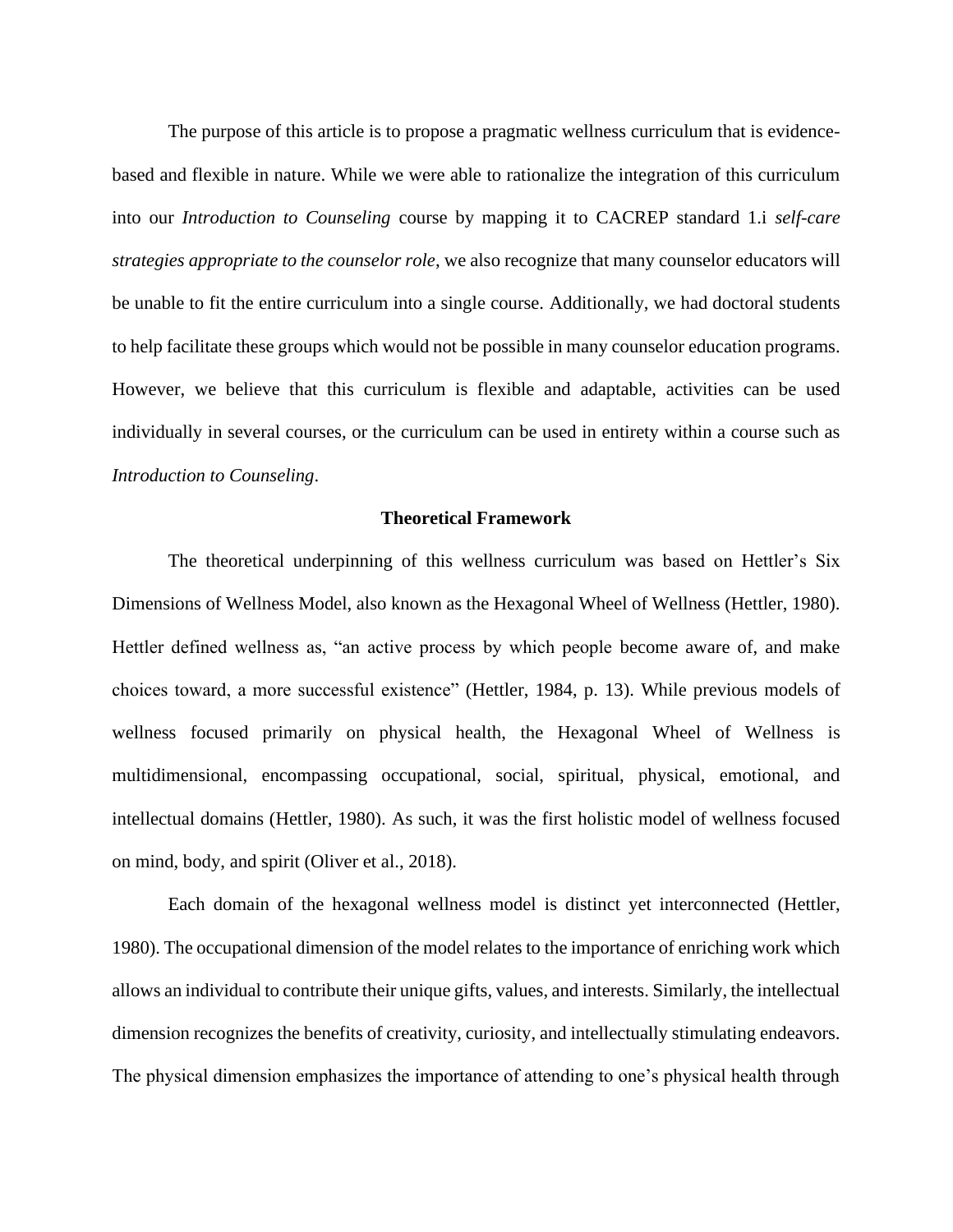The purpose of this article is to propose a pragmatic wellness curriculum that is evidence-based and flexible in nature. While we were able to rationalize the integration of this curriculum into our *Introduction to Counseling* course by mapping it to CACREP standard 1.i *self-care strategies appropriate to the counselor role*, we also recognize that many counselor educators will be unable to fit the entire curriculum into a single course. Additionally, we had doctoral students to help facilitate these groups which would not be possible in many counselor education programs. However, we believe that this curriculum is flexible and adaptable, activities can be used individually in several courses, or the curriculum can be used in entirety within a course such as *Introduction to Counseling*.

## Theoretical Framework

The theoretical underpinning of this wellness curriculum was based on Hettler's Six Dimensions of Wellness Model, also known as the Hexagonal Wheel of Wellness (Hettler, 1980). Hettler defined wellness as, "an active process by which people become aware of, and make choices toward, a more successful existence" (Hettler, 1984, p. 13). While previous models of wellness focused primarily on physical health, the Hexagonal Wheel of Wellness is multidimensional, encompassing occupational, social, spiritual, physical, emotional, and intellectual domains (Hettler, 1980). As such, it was the first holistic model of wellness focused on mind, body, and spirit (Oliver et al., 2018).

Each domain of the hexagonal wellness model is distinct yet interconnected (Hettler, 1980). The occupational dimension of the model relates to the importance of enriching work which allows an individual to contribute their unique gifts, values, and interests. Similarly, the intellectual dimension recognizes the benefits of creativity, curiosity, and intellectually stimulating endeavors. The physical dimension emphasizes the importance of attending to one's physical health through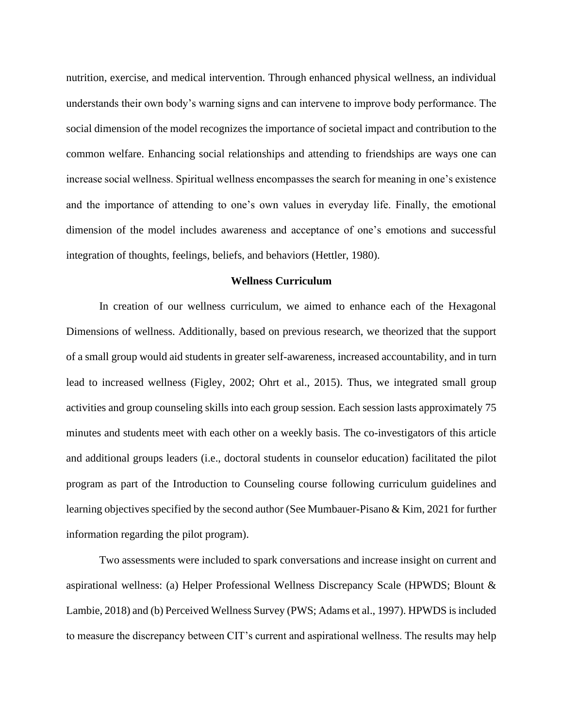nutrition, exercise, and medical intervention. Through enhanced physical wellness, an individual understands their own body's warning signs and can intervene to improve body performance. The social dimension of the model recognizes the importance of societal impact and contribution to the common welfare. Enhancing social relationships and attending to friendships are ways one can increase social wellness. Spiritual wellness encompasses the search for meaning in one's existence and the importance of attending to one's own values in everyday life. Finally, the emotional dimension of the model includes awareness and acceptance of one's emotions and successful integration of thoughts, feelings, beliefs, and behaviors (Hettler, 1980).

## Wellness Curriculum

In creation of our wellness curriculum, we aimed to enhance each of the Hexagonal Dimensions of wellness. Additionally, based on previous research, we theorized that the support of a small group would aid students in greater self-awareness, increased accountability, and in turn lead to increased wellness (Figley, 2002; Ohrt et al., 2015). Thus, we integrated small group activities and group counseling skills into each group session. Each session lasts approximately 75 minutes and students meet with each other on a weekly basis. The co-investigators of this article and additional groups leaders (i.e., doctoral students in counselor education) facilitated the pilot program as part of the Introduction to Counseling course following curriculum guidelines and learning objectives specified by the second author (See Mumbauer-Pisano & Kim, 2021 for further information regarding the pilot program).

Two assessments were included to spark conversations and increase insight on current and aspirational wellness: (a) Helper Professional Wellness Discrepancy Scale (HPWDS; Blount & Lambie, 2018) and (b) Perceived Wellness Survey (PWS; Adams et al., 1997). HPWDS is included to measure the discrepancy between CIT's current and aspirational wellness. The results may help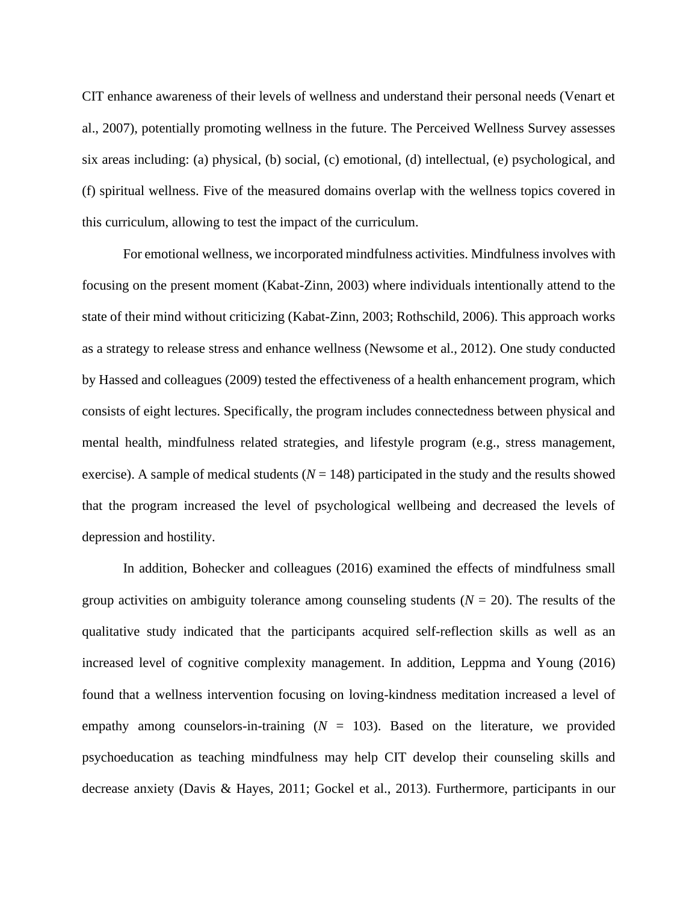CIT enhance awareness of their levels of wellness and understand their personal needs (Venart et al., 2007), potentially promoting wellness in the future. The Perceived Wellness Survey assesses six areas including: (a) physical, (b) social, (c) emotional, (d) intellectual, (e) psychological, and (f) spiritual wellness. Five of the measured domains overlap with the wellness topics covered in this curriculum, allowing to test the impact of the curriculum.

For emotional wellness, we incorporated mindfulness activities. Mindfulness involves with focusing on the present moment (Kabat-Zinn, 2003) where individuals intentionally attend to the state of their mind without criticizing (Kabat-Zinn, 2003; Rothschild, 2006). This approach works as a strategy to release stress and enhance wellness (Newsome et al., 2012). One study conducted by Hassed and colleagues (2009) tested the effectiveness of a health enhancement program, which consists of eight lectures. Specifically, the program includes connectedness between physical and mental health, mindfulness related strategies, and lifestyle program (e.g., stress management, exercise). A sample of medical students ($N$ = 148) participated in the study and the results showed that the program increased the level of psychological wellbeing and decreased the levels of depression and hostility.

In addition, Bohecker and colleagues (2016) examined the effects of mindfulness small group activities on ambiguity tolerance among counseling students ($N$ = 20). The results of the qualitative study indicated that the participants acquired self-reflection skills as well as an increased level of cognitive complexity management. In addition, Leppma and Young (2016) found that a wellness intervention focusing on loving-kindness meditation increased a level of empathy among counselors-in-training ($N$ = 103). Based on the literature, we provided psychoeducation as teaching mindfulness may help CIT develop their counseling skills and decrease anxiety (Davis & Hayes, 2011; Gockel et al., 2013). Furthermore, participants in our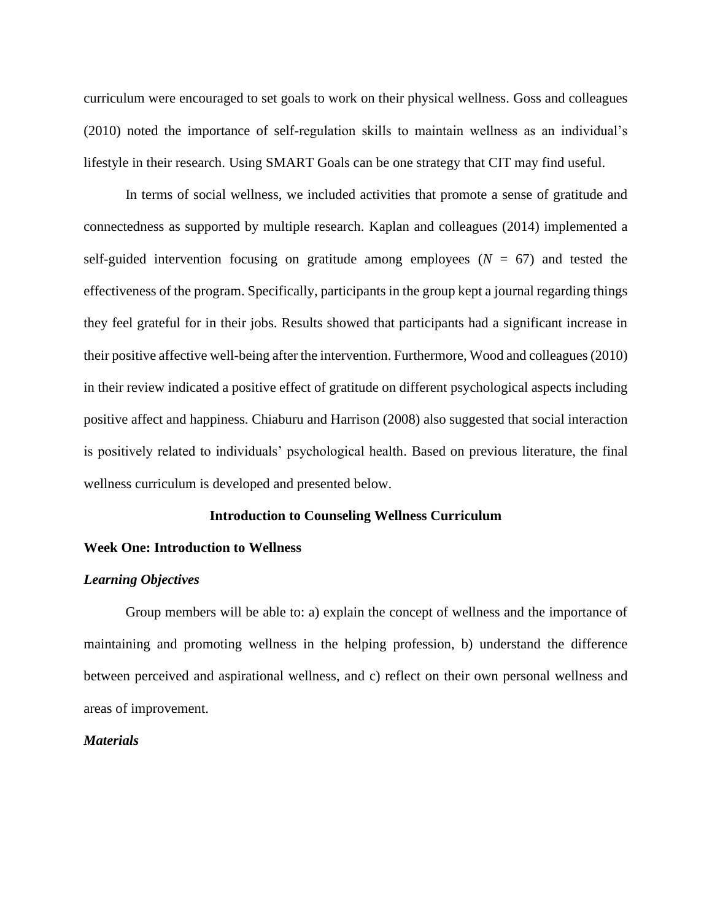curriculum were encouraged to set goals to work on their physical wellness. Goss and colleagues (2010) noted the importance of self-regulation skills to maintain wellness as an individual's lifestyle in their research. Using SMART Goals can be one strategy that CIT may find useful.

In terms of social wellness, we included activities that promote a sense of gratitude and connectedness as supported by multiple research. Kaplan and colleagues (2014) implemented a self-guided intervention focusing on gratitude among employees ($N$ = 67) and tested the effectiveness of the program. Specifically, participants in the group kept a journal regarding things they feel grateful for in their jobs. Results showed that participants had a significant increase in their positive affective well-being after the intervention. Furthermore, Wood and colleagues (2010) in their review indicated a positive effect of gratitude on different psychological aspects including positive affect and happiness. Chiaburu and Harrison (2008) also suggested that social interaction is positively related to individuals' psychological health. Based on previous literature, the final wellness curriculum is developed and presented below.

## Introduction to Counseling Wellness Curriculum

### Week One: Introduction to Wellness

#### *Learning Objectives*

Group members will be able to: a) explain the concept of wellness and the importance of maintaining and promoting wellness in the helping profession, b) understand the difference between perceived and aspirational wellness, and c) reflect on their own personal wellness and areas of improvement.

#### *Materials*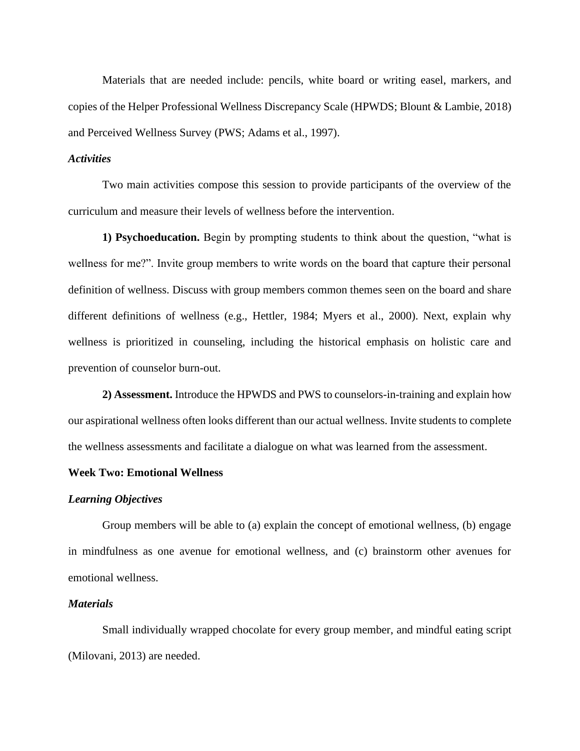Materials that are needed include: pencils, white board or writing easel, markers, and copies of the Helper Professional Wellness Discrepancy Scale (HPWDS; Blount & Lambie, 2018) and Perceived Wellness Survey (PWS; Adams et al., 1997).

### *Activities*

Two main activities compose this session to provide participants of the overview of the curriculum and measure their levels of wellness before the intervention.

**1) Psychoeducation.** Begin by prompting students to think about the question, "what is wellness for me?". Invite group members to write words on the board that capture their personal definition of wellness. Discuss with group members common themes seen on the board and share different definitions of wellness (e.g., Hettler, 1984; Myers et al., 2000). Next, explain why wellness is prioritized in counseling, including the historical emphasis on holistic care and prevention of counselor burn-out.

**2) Assessment.** Introduce the HPWDS and PWS to counselors-in-training and explain how our aspirational wellness often looks different than our actual wellness. Invite students to complete the wellness assessments and facilitate a dialogue on what was learned from the assessment.

## Week Two: Emotional Wellness

### *Learning Objectives*

Group members will be able to (a) explain the concept of emotional wellness, (b) engage in mindfulness as one avenue for emotional wellness, and (c) brainstorm other avenues for emotional wellness.

### *Materials*

Small individually wrapped chocolate for every group member, and mindful eating script (Milovani, 2013) are needed.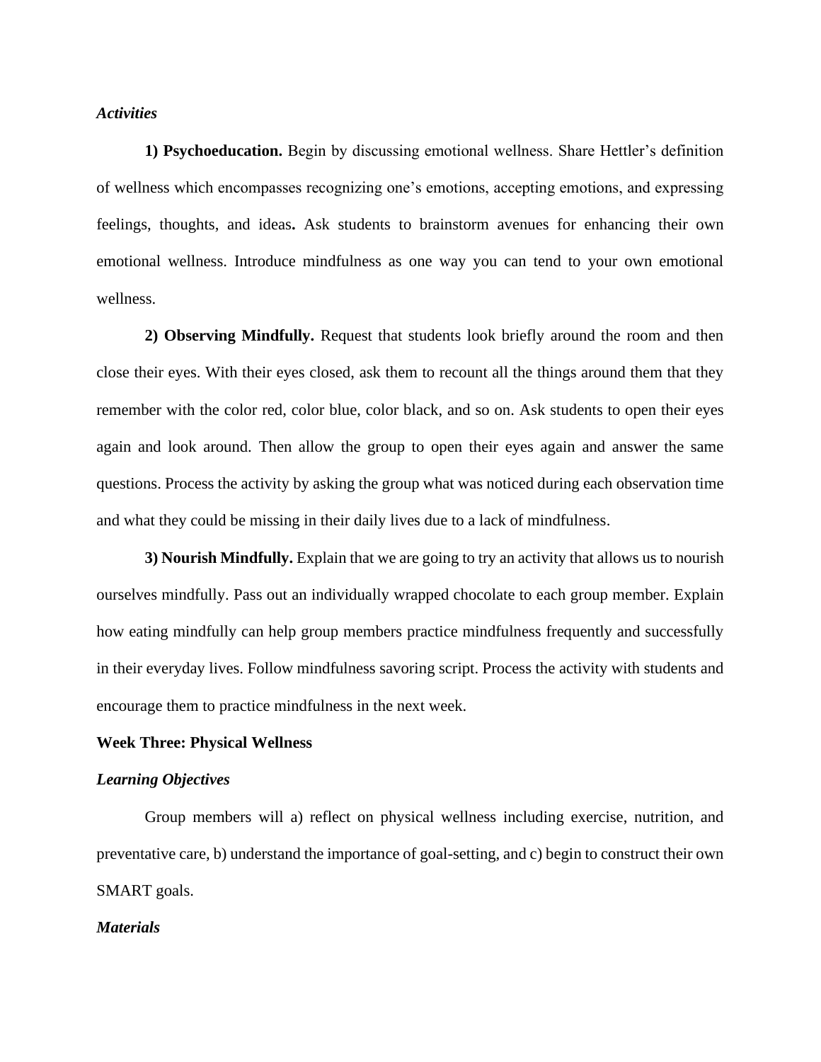### *Activities*

**1) Psychoeducation.** Begin by discussing emotional wellness. Share Hettler's definition of wellness which encompasses recognizing one's emotions, accepting emotions, and expressing feelings, thoughts, and ideas**.** Ask students to brainstorm avenues for enhancing their own emotional wellness. Introduce mindfulness as one way you can tend to your own emotional wellness.

**2) Observing Mindfully.** Request that students look briefly around the room and then close their eyes. With their eyes closed, ask them to recount all the things around them that they remember with the color red, color blue, color black, and so on. Ask students to open their eyes again and look around. Then allow the group to open their eyes again and answer the same questions. Process the activity by asking the group what was noticed during each observation time and what they could be missing in their daily lives due to a lack of mindfulness.

**3) Nourish Mindfully.** Explain that we are going to try an activity that allows us to nourish ourselves mindfully. Pass out an individually wrapped chocolate to each group member. Explain how eating mindfully can help group members practice mindfulness frequently and successfully in their everyday lives. Follow mindfulness savoring script. Process the activity with students and encourage them to practice mindfulness in the next week.

## Week Three: Physical Wellness

### *Learning Objectives*

Group members will a) reflect on physical wellness including exercise, nutrition, and preventative care, b) understand the importance of goal-setting, and c) begin to construct their own SMART goals.

### *Materials*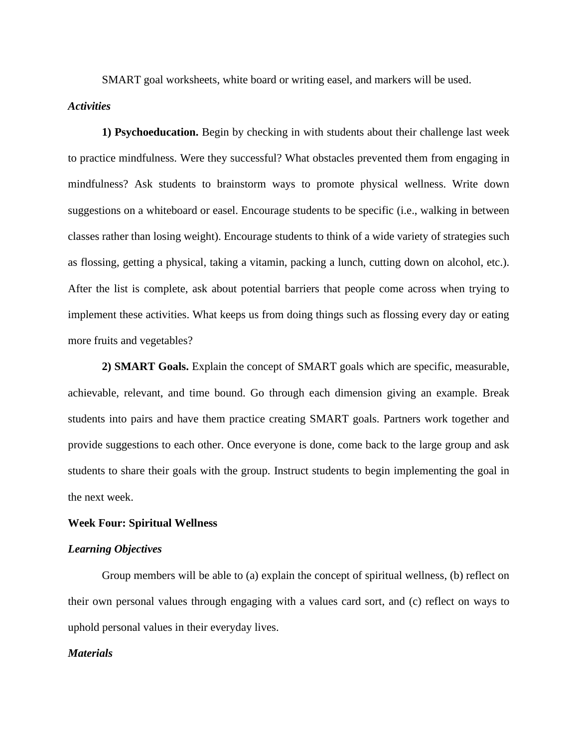SMART goal worksheets, white board or writing easel, and markers will be used.

***Activities***

**1) Psychoeducation.** Begin by checking in with students about their challenge last week to practice mindfulness. Were they successful? What obstacles prevented them from engaging in mindfulness? Ask students to brainstorm ways to promote physical wellness. Write down suggestions on a whiteboard or easel. Encourage students to be specific (i.e., walking in between classes rather than losing weight). Encourage students to think of a wide variety of strategies such as flossing, getting a physical, taking a vitamin, packing a lunch, cutting down on alcohol, etc.). After the list is complete, ask about potential barriers that people come across when trying to implement these activities. What keeps us from doing things such as flossing every day or eating more fruits and vegetables?

**2) SMART Goals.** Explain the concept of SMART goals which are specific, measurable, achievable, relevant, and time bound. Go through each dimension giving an example. Break students into pairs and have them practice creating SMART goals. Partners work together and provide suggestions to each other. Once everyone is done, come back to the large group and ask students to share their goals with the group. Instruct students to begin implementing the goal in the next week.

**Week Four: Spiritual Wellness**

***Learning Objectives***

Group members will be able to (a) explain the concept of spiritual wellness, (b) reflect on their own personal values through engaging with a values card sort, and (c) reflect on ways to uphold personal values in their everyday lives.

***Materials***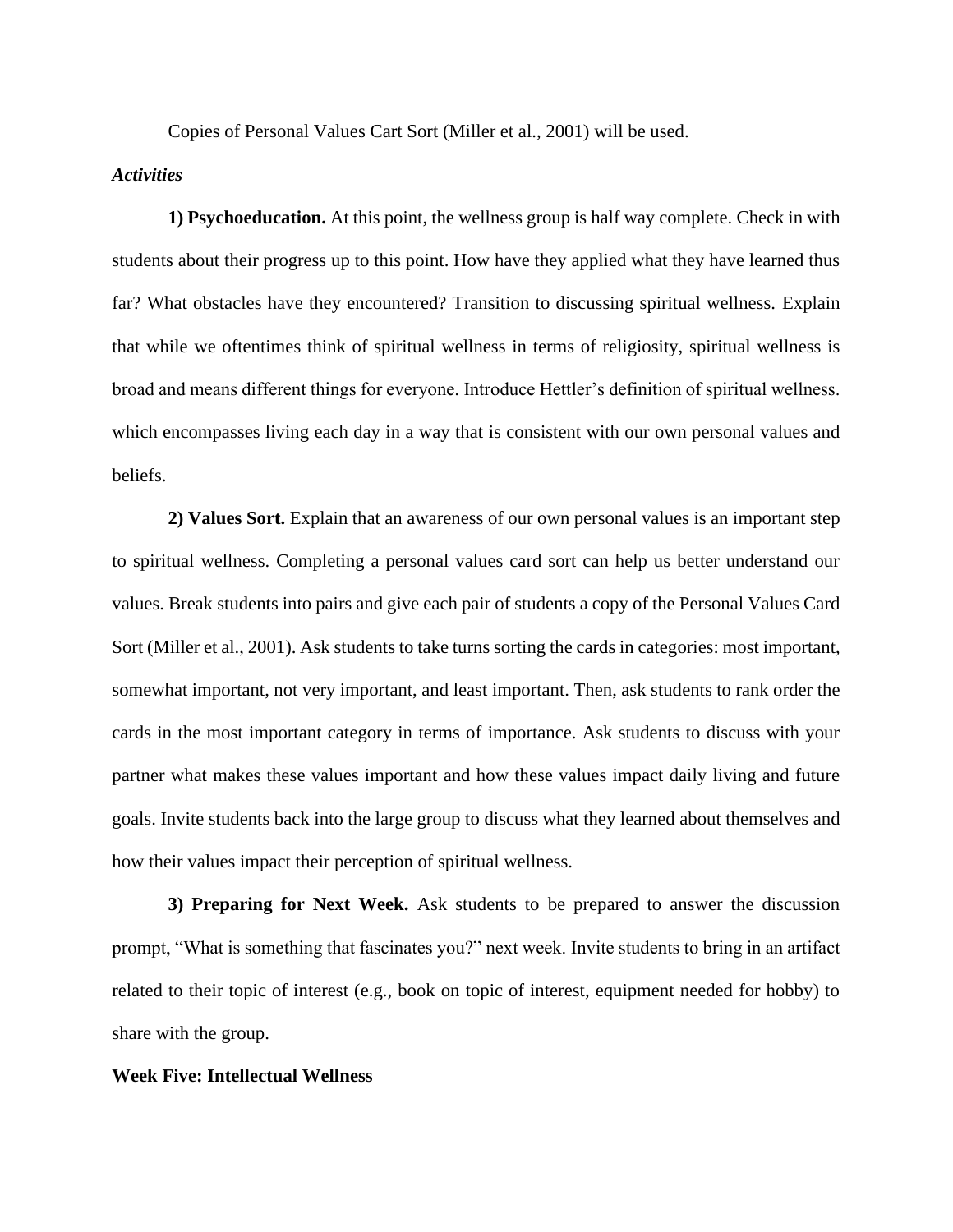Copies of Personal Values Cart Sort (Miller et al., 2001) will be used.

*Activities*

**1) Psychoeducation.** At this point, the wellness group is half way complete. Check in with students about their progress up to this point. How have they applied what they have learned thus far? What obstacles have they encountered? Transition to discussing spiritual wellness. Explain that while we oftentimes think of spiritual wellness in terms of religiosity, spiritual wellness is broad and means different things for everyone. Introduce Hettler's definition of spiritual wellness. which encompasses living each day in a way that is consistent with our own personal values and beliefs.

**2) Values Sort.** Explain that an awareness of our own personal values is an important step to spiritual wellness. Completing a personal values card sort can help us better understand our values. Break students into pairs and give each pair of students a copy of the Personal Values Card Sort (Miller et al., 2001). Ask students to take turns sorting the cards in categories: most important, somewhat important, not very important, and least important. Then, ask students to rank order the cards in the most important category in terms of importance. Ask students to discuss with your partner what makes these values important and how these values impact daily living and future goals. Invite students back into the large group to discuss what they learned about themselves and how their values impact their perception of spiritual wellness.

**3) Preparing for Next Week.** Ask students to be prepared to answer the discussion prompt, "What is something that fascinates you?" next week. Invite students to bring in an artifact related to their topic of interest (e.g., book on topic of interest, equipment needed for hobby) to share with the group.

**Week Five: Intellectual Wellness**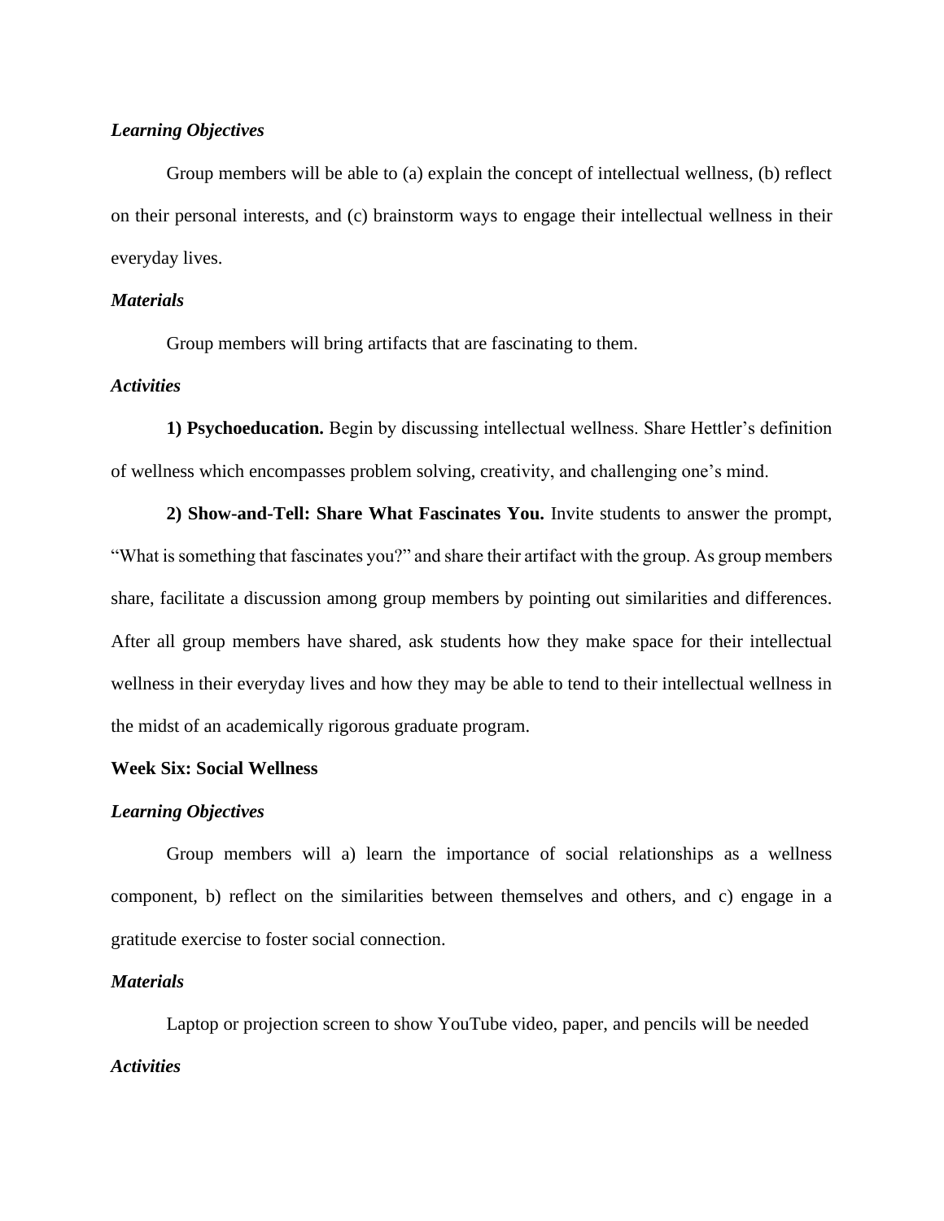***Learning Objectives***

Group members will be able to (a) explain the concept of intellectual wellness, (b) reflect on their personal interests, and (c) brainstorm ways to engage their intellectual wellness in their everyday lives.

***Materials***

Group members will bring artifacts that are fascinating to them.

***Activities***

**1) Psychoeducation.** Begin by discussing intellectual wellness. Share Hettler's definition of wellness which encompasses problem solving, creativity, and challenging one's mind.

**2) Show-and-Tell: Share What Fascinates You.** Invite students to answer the prompt, "What is something that fascinates you?" and share their artifact with the group. As group members share, facilitate a discussion among group members by pointing out similarities and differences. After all group members have shared, ask students how they make space for their intellectual wellness in their everyday lives and how they may be able to tend to their intellectual wellness in the midst of an academically rigorous graduate program.

**Week Six: Social Wellness**

***Learning Objectives***

Group members will a) learn the importance of social relationships as a wellness component, b) reflect on the similarities between themselves and others, and c) engage in a gratitude exercise to foster social connection.

***Materials***

Laptop or projection screen to show YouTube video, paper, and pencils will be needed

***Activities***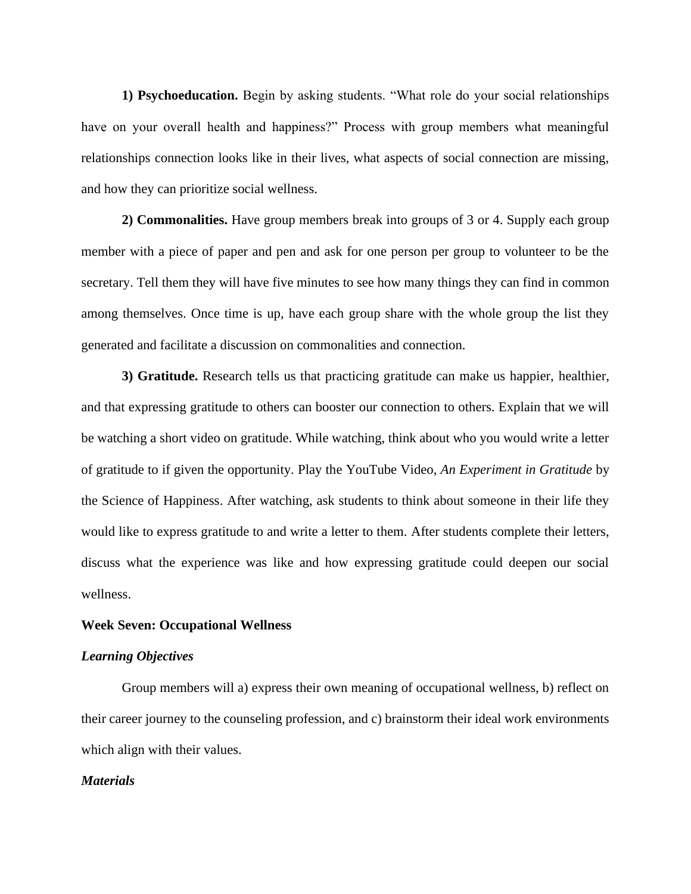**1) Psychoeducation.** Begin by asking students. "What role do your social relationships have on your overall health and happiness?" Process with group members what meaningful relationships connection looks like in their lives, what aspects of social connection are missing, and how they can prioritize social wellness.

**2) Commonalities.** Have group members break into groups of 3 or 4. Supply each group member with a piece of paper and pen and ask for one person per group to volunteer to be the secretary. Tell them they will have five minutes to see how many things they can find in common among themselves. Once time is up, have each group share with the whole group the list they generated and facilitate a discussion on commonalities and connection.

**3) Gratitude.** Research tells us that practicing gratitude can make us happier, healthier, and that expressing gratitude to others can booster our connection to others. Explain that we will be watching a short video on gratitude. While watching, think about who you would write a letter of gratitude to if given the opportunity. Play the YouTube Video, *An Experiment in Gratitude* by the Science of Happiness. After watching, ask students to think about someone in their life they would like to express gratitude to and write a letter to them. After students complete their letters, discuss what the experience was like and how expressing gratitude could deepen our social wellness.

**Week Seven: Occupational Wellness**

***Learning Objectives***

Group members will a) express their own meaning of occupational wellness, b) reflect on their career journey to the counseling profession, and c) brainstorm their ideal work environments which align with their values.

***Materials***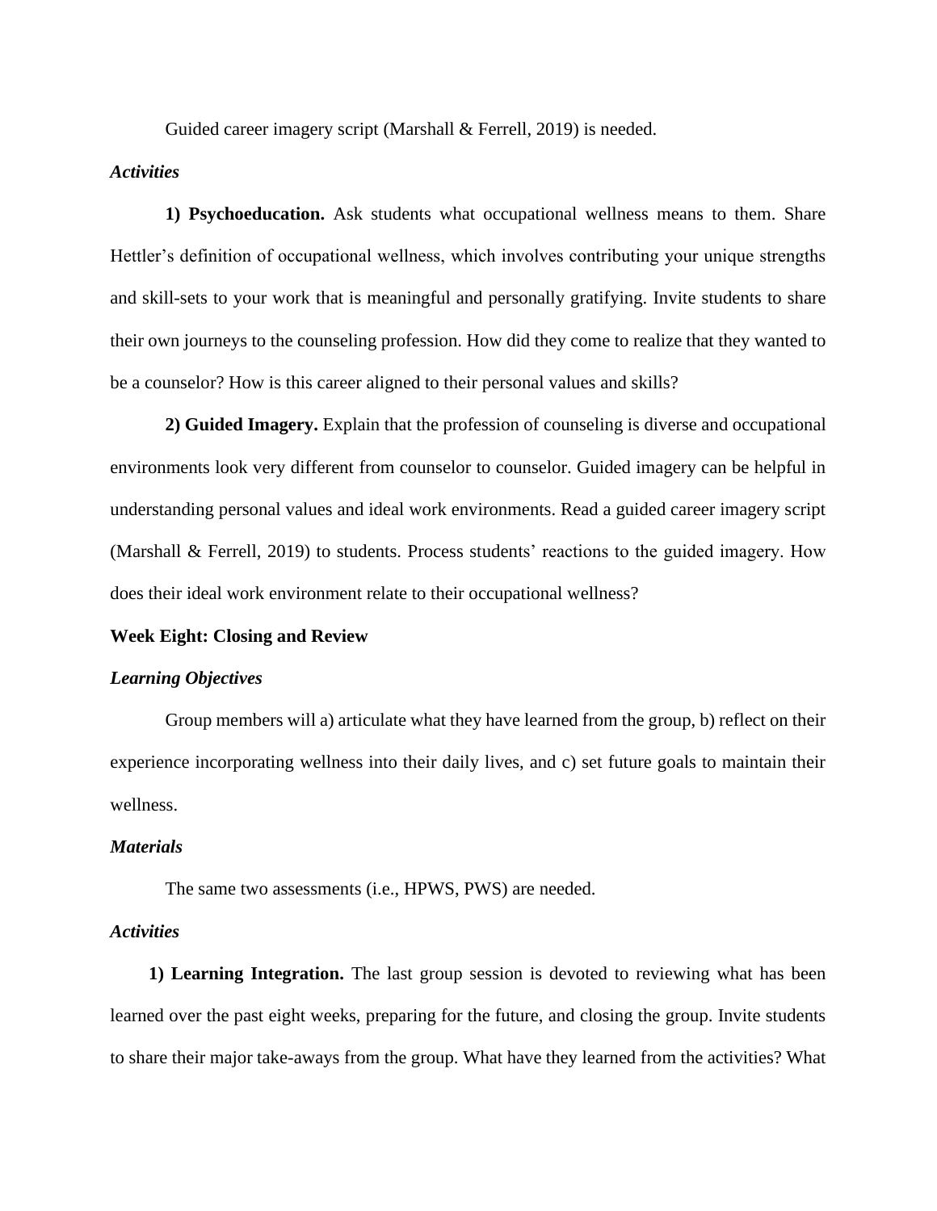Guided career imagery script (Marshall & Ferrell, 2019) is needed.

***Activities***

**1) Psychoeducation.** Ask students what occupational wellness means to them. Share Hettler's definition of occupational wellness, which involves contributing your unique strengths and skill-sets to your work that is meaningful and personally gratifying. Invite students to share their own journeys to the counseling profession. How did they come to realize that they wanted to be a counselor? How is this career aligned to their personal values and skills?

**2) Guided Imagery.** Explain that the profession of counseling is diverse and occupational environments look very different from counselor to counselor. Guided imagery can be helpful in understanding personal values and ideal work environments. Read a guided career imagery script (Marshall & Ferrell, 2019) to students. Process students' reactions to the guided imagery. How does their ideal work environment relate to their occupational wellness?

### Week Eight: Closing and Review

***Learning Objectives***

Group members will a) articulate what they have learned from the group, b) reflect on their experience incorporating wellness into their daily lives, and c) set future goals to maintain their wellness.

***Materials***

The same two assessments (i.e., HPWS, PWS) are needed.

***Activities***

**1) Learning Integration.** The last group session is devoted to reviewing what has been learned over the past eight weeks, preparing for the future, and closing the group. Invite students to share their major take-aways from the group. What have they learned from the activities? What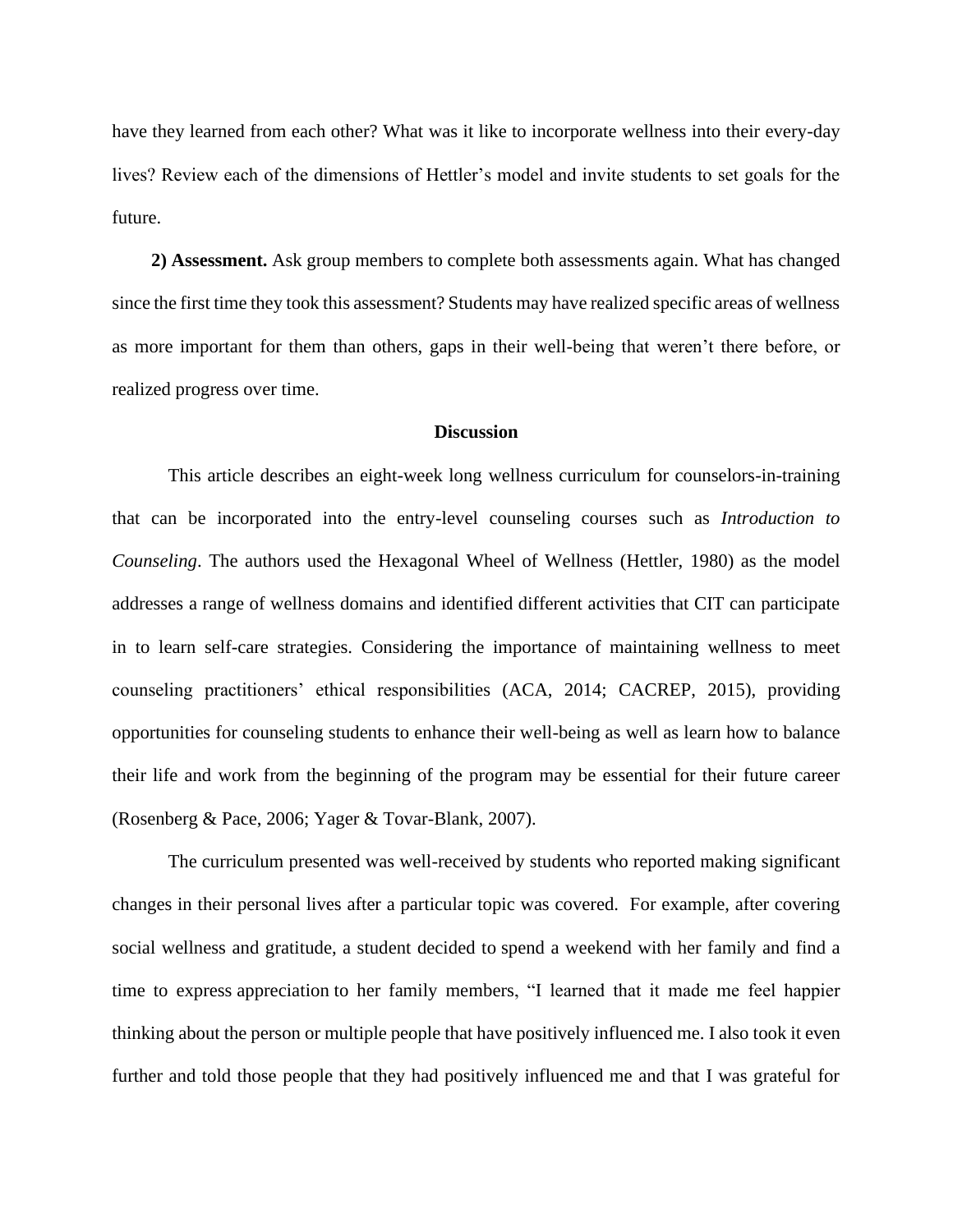have they learned from each other? What was it like to incorporate wellness into their every-day lives? Review each of the dimensions of Hettler's model and invite students to set goals for the future.

**2) Assessment.** Ask group members to complete both assessments again. What has changed since the first time they took this assessment? Students may have realized specific areas of wellness as more important for them than others, gaps in their well-being that weren't there before, or realized progress over time.

## Discussion

This article describes an eight-week long wellness curriculum for counselors-in-training that can be incorporated into the entry-level counseling courses such as *Introduction to Counseling*. The authors used the Hexagonal Wheel of Wellness (Hettler, 1980) as the model addresses a range of wellness domains and identified different activities that CIT can participate in to learn self-care strategies. Considering the importance of maintaining wellness to meet counseling practitioners' ethical responsibilities (ACA, 2014; CACREP, 2015), providing opportunities for counseling students to enhance their well-being as well as learn how to balance their life and work from the beginning of the program may be essential for their future career (Rosenberg & Pace, 2006; Yager & Tovar-Blank, 2007).

The curriculum presented was well-received by students who reported making significant changes in their personal lives after a particular topic was covered. For example, after covering social wellness and gratitude, a student decided to spend a weekend with her family and find a time to express appreciation to her family members, "I learned that it made me feel happier thinking about the person or multiple people that have positively influenced me. I also took it even further and told those people that they had positively influenced me and that I was grateful for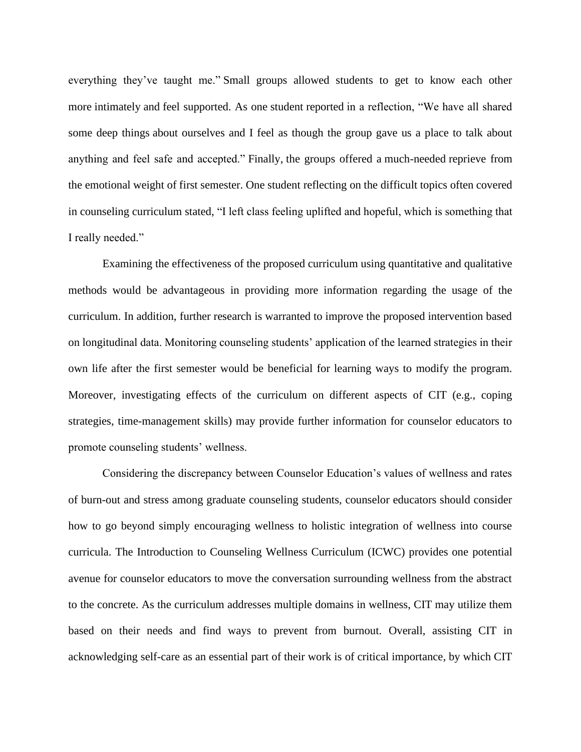everything they've taught me." Small groups allowed students to get to know each other more intimately and feel supported. As one student reported in a reflection, "We have all shared some deep things about ourselves and I feel as though the group gave us a place to talk about anything and feel safe and accepted." Finally, the groups offered a much-needed reprieve from the emotional weight of first semester. One student reflecting on the difficult topics often covered in counseling curriculum stated, "I left class feeling uplifted and hopeful, which is something that I really needed."

Examining the effectiveness of the proposed curriculum using quantitative and qualitative methods would be advantageous in providing more information regarding the usage of the curriculum. In addition, further research is warranted to improve the proposed intervention based on longitudinal data. Monitoring counseling students' application of the learned strategies in their own life after the first semester would be beneficial for learning ways to modify the program. Moreover, investigating effects of the curriculum on different aspects of CIT (e.g., coping strategies, time-management skills) may provide further information for counselor educators to promote counseling students' wellness.

Considering the discrepancy between Counselor Education's values of wellness and rates of burn-out and stress among graduate counseling students, counselor educators should consider how to go beyond simply encouraging wellness to holistic integration of wellness into course curricula. The Introduction to Counseling Wellness Curriculum (ICWC) provides one potential avenue for counselor educators to move the conversation surrounding wellness from the abstract to the concrete. As the curriculum addresses multiple domains in wellness, CIT may utilize them based on their needs and find ways to prevent from burnout. Overall, assisting CIT in acknowledging self-care as an essential part of their work is of critical importance, by which CIT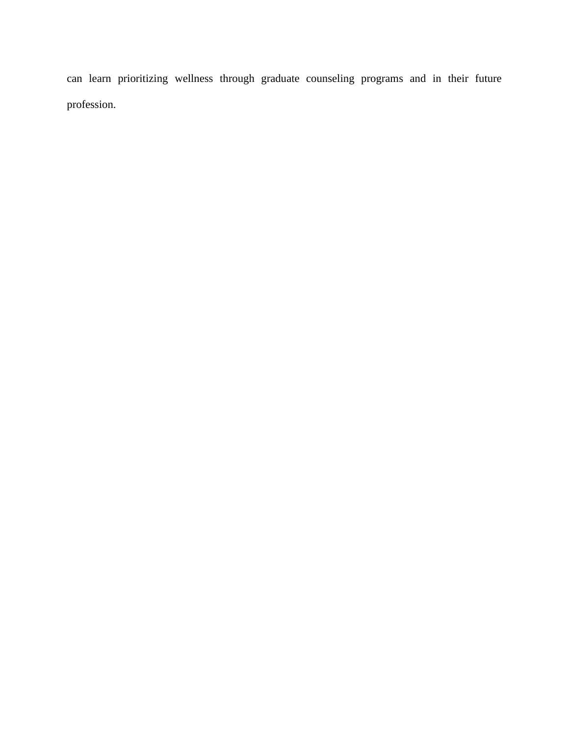can learn prioritizing wellness through graduate counseling programs and in their future profession.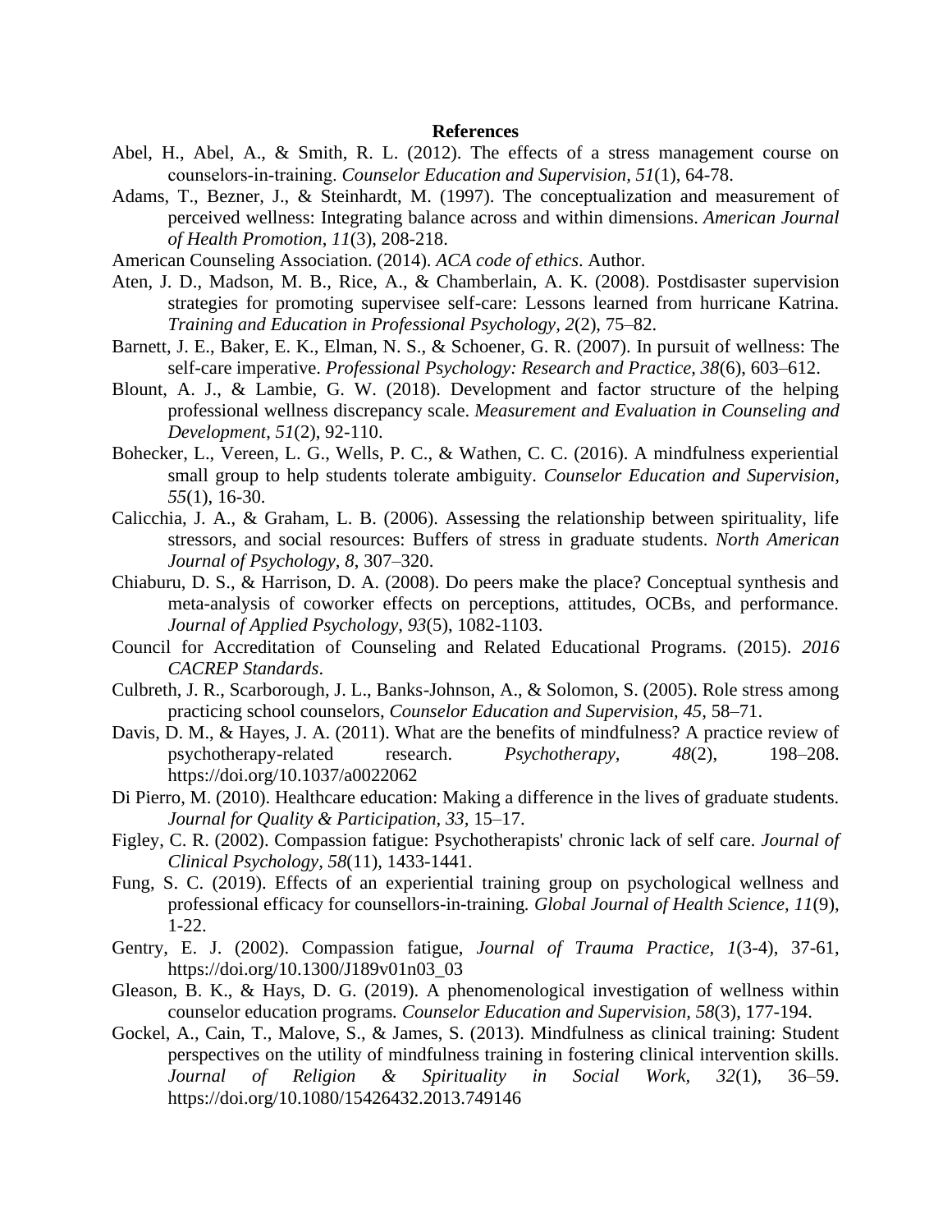## References

Abel, H., Abel, A., & Smith, R. L. (2012). The effects of a stress management course on counselors-in-training. *Counselor Education and Supervision, 51*(1), 64-78.

Adams, T., Bezner, J., & Steinhardt, M. (1997). The conceptualization and measurement of perceived wellness: Integrating balance across and within dimensions. *American Journal of Health Promotion*, *11*(3), 208-218.

American Counseling Association. (2014). *ACA code of ethics*. Author.

Aten, J. D., Madson, M. B., Rice, A., & Chamberlain, A. K. (2008). Postdisaster supervision strategies for promoting supervisee self-care: Lessons learned from hurricane Katrina. *Training and Education in Professional Psychology, 2*(2), 75–82.

Barnett, J. E., Baker, E. K., Elman, N. S., & Schoener, G. R. (2007). In pursuit of wellness: The self-care imperative. *Professional Psychology: Research and Practice, 38*(6), 603–612.

Blount, A. J., & Lambie, G. W. (2018). Development and factor structure of the helping professional wellness discrepancy scale. *Measurement and Evaluation in Counseling and Development*, *51*(2), 92-110.

Bohecker, L., Vereen, L. G., Wells, P. C., & Wathen, C. C. (2016). A mindfulness experiential small group to help students tolerate ambiguity. *Counselor Education and Supervision, 55*(1), 16-30.

Calicchia, J. A., & Graham, L. B. (2006). Assessing the relationship between spirituality, life stressors, and social resources: Buffers of stress in graduate students. *North American Journal of Psychology*, *8*, 307–320.

Chiaburu, D. S., & Harrison, D. A. (2008). Do peers make the place? Conceptual synthesis and meta-analysis of coworker effects on perceptions, attitudes, OCBs, and performance. *Journal of Applied Psychology*, *93*(5), 1082-1103.

Council for Accreditation of Counseling and Related Educational Programs. (2015). *2016 CACREP Standards*.

Culbreth, J. R., Scarborough, J. L., Banks-Johnson, A., & Solomon, S. (2005). Role stress among practicing school counselors, *Counselor Education and Supervision, 45*, 58–71.

Davis, D. M., & Hayes, J. A. (2011). What are the benefits of mindfulness? A practice review of psychotherapy-related research. *Psychotherapy*, *48*(2), 198–208. https://doi.org/10.1037/a0022062

Di Pierro, M. (2010). Healthcare education: Making a difference in the lives of graduate students. *Journal for Quality & Participation*, *33*, 15–17.

Figley, C. R. (2002). Compassion fatigue: Psychotherapists' chronic lack of self care. *Journal of Clinical Psychology, 58*(11), 1433-1441.

Fung, S. C. (2019). Effects of an experiential training group on psychological wellness and professional efficacy for counsellors-in-training. *Global Journal of Health Science, 11*(9), 1-22.

Gentry, E. J. (2002). Compassion fatigue, *Journal of Trauma Practice, 1*(3-4), 37-61, https://doi.org/10.1300/J189v01n03_03

Gleason, B. K., & Hays, D. G. (2019). A phenomenological investigation of wellness within counselor education programs. *Counselor Education and Supervision, 58*(3), 177-194.

Gockel, A., Cain, T., Malove, S., & James, S. (2013). Mindfulness as clinical training: Student perspectives on the utility of mindfulness training in fostering clinical intervention skills. *Journal of Religion & Spirituality in Social Work, 32*(1), 36–59. https://doi.org/10.1080/15426432.2013.749146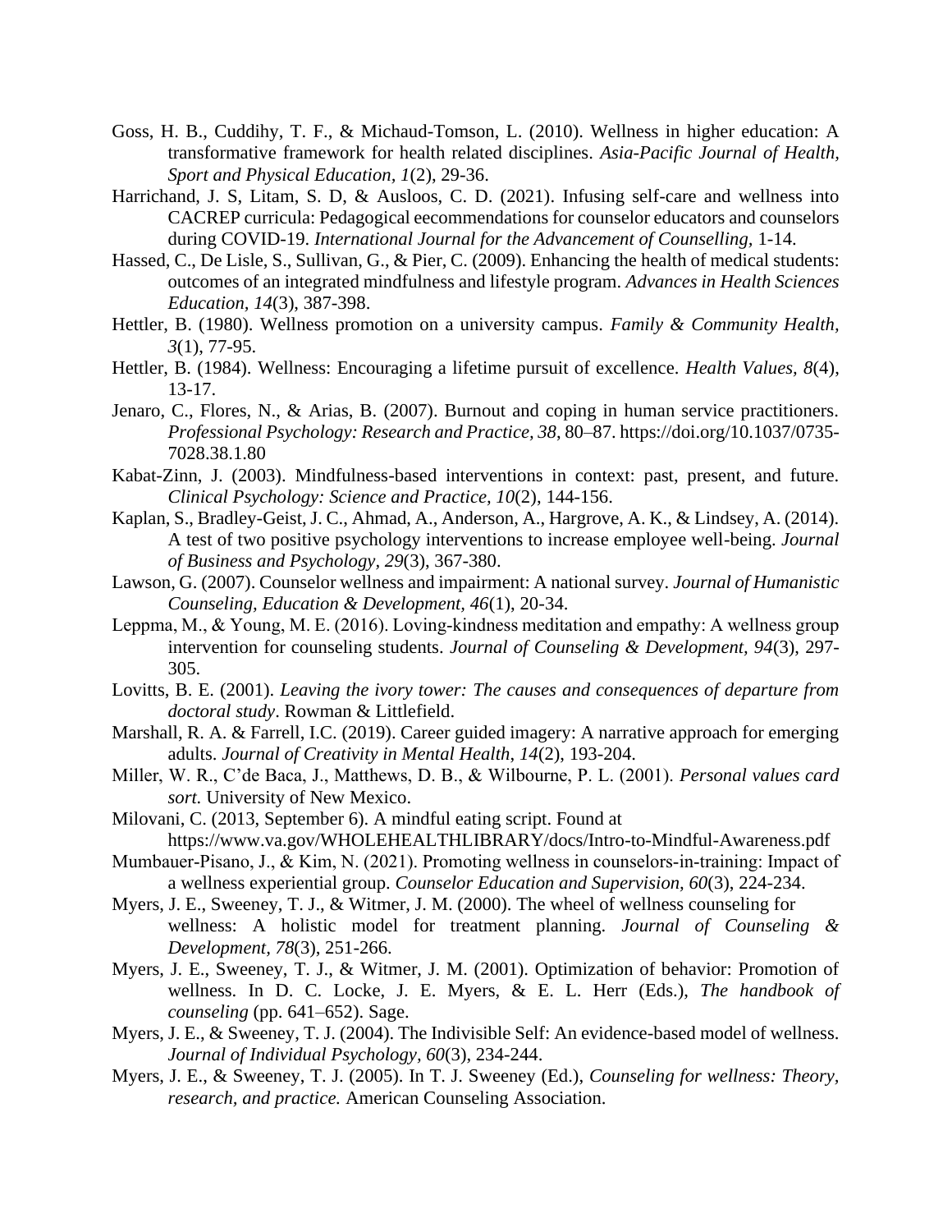Goss, H. B., Cuddihy, T. F., & Michaud-Tomson, L. (2010). Wellness in higher education: A transformative framework for health related disciplines. *Asia-Pacific Journal of Health, Sport and Physical Education, 1*(2), 29-36.

Harrichand, J. S, Litam, S. D, & Ausloos, C. D. (2021). Infusing self-care and wellness into CACREP curricula: Pedagogical eecommendations for counselor educators and counselors during COVID-19. *International Journal for the Advancement of Counselling*, 1-14.

Hassed, C., De Lisle, S., Sullivan, G., & Pier, C. (2009). Enhancing the health of medical students: outcomes of an integrated mindfulness and lifestyle program. *Advances in Health Sciences Education*, *14*(3), 387-398.

Hettler, B. (1980). Wellness promotion on a university campus. *Family & Community Health, 3*(1), 77-95.

Hettler, B. (1984). Wellness: Encouraging a lifetime pursuit of excellence. *Health Values*, *8*(4), 13-17.

Jenaro, C., Flores, N., & Arias, B. (2007). Burnout and coping in human service practitioners. *Professional Psychology: Research and Practice, 38*, 80–87. https://doi.org/10.1037/0735-7028.38.1.80

Kabat-Zinn, J. (2003). Mindfulness-based interventions in context: past, present, and future. *Clinical Psychology: Science and Practice, 10*(2), 144-156.

Kaplan, S., Bradley-Geist, J. C., Ahmad, A., Anderson, A., Hargrove, A. K., & Lindsey, A. (2014). A test of two positive psychology interventions to increase employee well-being. *Journal of Business and Psychology, 29*(3), 367-380.

Lawson, G. (2007). Counselor wellness and impairment: A national survey. *Journal of Humanistic Counseling, Education & Development*, *46*(1), 20-34.

Leppma, M., & Young, M. E. (2016). Loving-kindness meditation and empathy: A wellness group intervention for counseling students. *Journal of Counseling & Development*, *94*(3), 297-305.

Lovitts, B. E. (2001). *Leaving the ivory tower: The causes and consequences of departure from doctoral study*. Rowman & Littlefield.

Marshall, R. A. & Farrell, I.C. (2019). Career guided imagery: A narrative approach for emerging adults. *Journal of Creativity in Mental Health*, *14*(2), 193-204.

Miller, W. R., C'de Baca, J., Matthews, D. B., & Wilbourne, P. L. (2001). *Personal values card sort.* University of New Mexico.

Milovani, C. (2013, September 6). A mindful eating script. Found at https://www.va.gov/WHOLEHEALTHLIBRARY/docs/Intro-to-Mindful-Awareness.pdf

Mumbauer-Pisano, J., & Kim, N. (2021). Promoting wellness in counselors-in-training: Impact of a wellness experiential group. *Counselor Education and Supervision*, *60*(3), 224-234.

Myers, J. E., Sweeney, T. J., & Witmer, J. M. (2000). The wheel of wellness counseling for wellness: A holistic model for treatment planning. *Journal of Counseling & Development, 78*(3), 251-266.

Myers, J. E., Sweeney, T. J., & Witmer, J. M. (2001). Optimization of behavior: Promotion of wellness. In D. C. Locke, J. E. Myers, & E. L. Herr (Eds.), *The handbook of counseling* (pp. 641–652). Sage.

Myers, J. E., & Sweeney, T. J. (2004). The Indivisible Self: An evidence-based model of wellness. *Journal of Individual Psychology, 60*(3), 234-244.

Myers, J. E., & Sweeney, T. J. (2005). In T. J. Sweeney (Ed.), *Counseling for wellness: Theory, research, and practice.* American Counseling Association.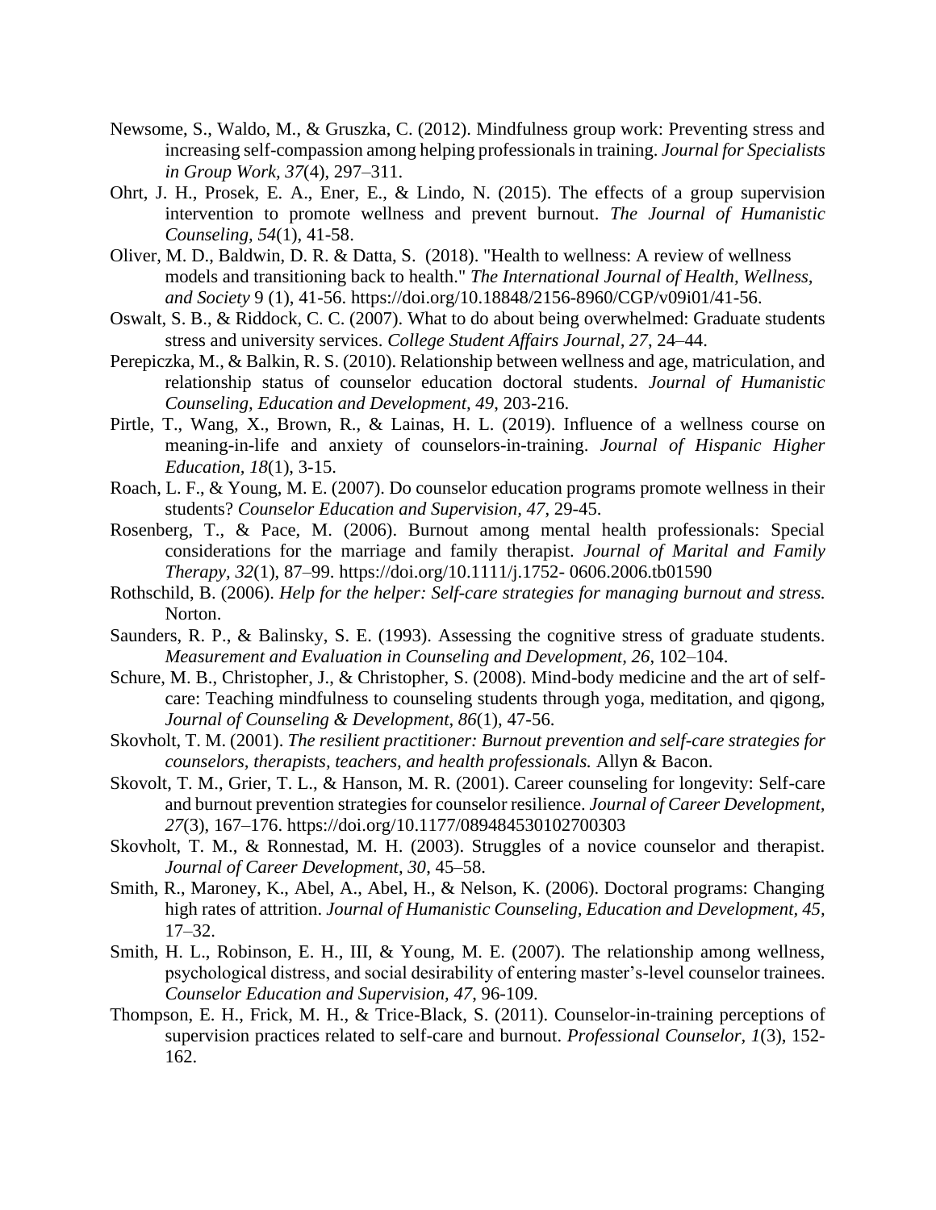Newsome, S., Waldo, M., & Gruszka, C. (2012). Mindfulness group work: Preventing stress and increasing self-compassion among helping professionals in training. *Journal for Specialists in Group Work, 37*(4), 297–311.

Ohrt, J. H., Prosek, E. A., Ener, E., & Lindo, N. (2015). The effects of a group supervision intervention to promote wellness and prevent burnout. *The Journal of Humanistic Counseling, 54*(1), 41-58.

Oliver, M. D., Baldwin, D. R. & Datta, S. (2018). "Health to wellness: A review of wellness models and transitioning back to health." *The International Journal of Health, Wellness, and Society* 9 (1), 41-56. https://doi.org/10.18848/2156-8960/CGP/v09i01/41-56.

Oswalt, S. B., & Riddock, C. C. (2007). What to do about being overwhelmed: Graduate students stress and university services. *College Student Affairs Journal, 27*, 24–44.

Perepiczka, M., & Balkin, R. S. (2010). Relationship between wellness and age, matriculation, and relationship status of counselor education doctoral students. *Journal of Humanistic Counseling, Education and Development, 49*, 203-216.

Pirtle, T., Wang, X., Brown, R., & Lainas, H. L. (2019). Influence of a wellness course on meaning-in-life and anxiety of counselors-in-training. *Journal of Hispanic Higher Education, 18*(1), 3-15.

Roach, L. F., & Young, M. E. (2007). Do counselor education programs promote wellness in their students? *Counselor Education and Supervision, 47*, 29-45.

Rosenberg, T., & Pace, M. (2006). Burnout among mental health professionals: Special considerations for the marriage and family therapist. *Journal of Marital and Family Therapy, 32*(1), 87–99. https://doi.org/10.1111/j.1752- 0606.2006.tb01590

Rothschild, B. (2006). *Help for the helper: Self-care strategies for managing burnout and stress.* Norton.

Saunders, R. P., & Balinsky, S. E. (1993). Assessing the cognitive stress of graduate students. *Measurement and Evaluation in Counseling and Development, 26*, 102–104.

Schure, M. B., Christopher, J., & Christopher, S. (2008). Mind-body medicine and the art of self-care: Teaching mindfulness to counseling students through yoga, meditation, and qigong, *Journal of Counseling & Development, 86*(1), 47-56.

Skovholt, T. M. (2001). *The resilient practitioner: Burnout prevention and self-care strategies for counselors, therapists, teachers, and health professionals.* Allyn & Bacon.

Skovolt, T. M., Grier, T. L., & Hanson, M. R. (2001). Career counseling for longevity: Self-care and burnout prevention strategies for counselor resilience. *Journal of Career Development, 27*(3), 167–176. https://doi.org/10.1177/089484530102700303

Skovholt, T. M., & Ronnestad, M. H. (2003). Struggles of a novice counselor and therapist. *Journal of Career Development, 30*, 45–58.

Smith, R., Maroney, K., Abel, A., Abel, H., & Nelson, K. (2006). Doctoral programs: Changing high rates of attrition. *Journal of Humanistic Counseling, Education and Development, 45*, 17–32.

Smith, H. L., Robinson, E. H., III, & Young, M. E. (2007). The relationship among wellness, psychological distress, and social desirability of entering master's-level counselor trainees. *Counselor Education and Supervision, 47*, 96-109.

Thompson, E. H., Frick, M. H., & Trice-Black, S. (2011). Counselor-in-training perceptions of supervision practices related to self-care and burnout. *Professional Counselor, 1*(3), 152-162.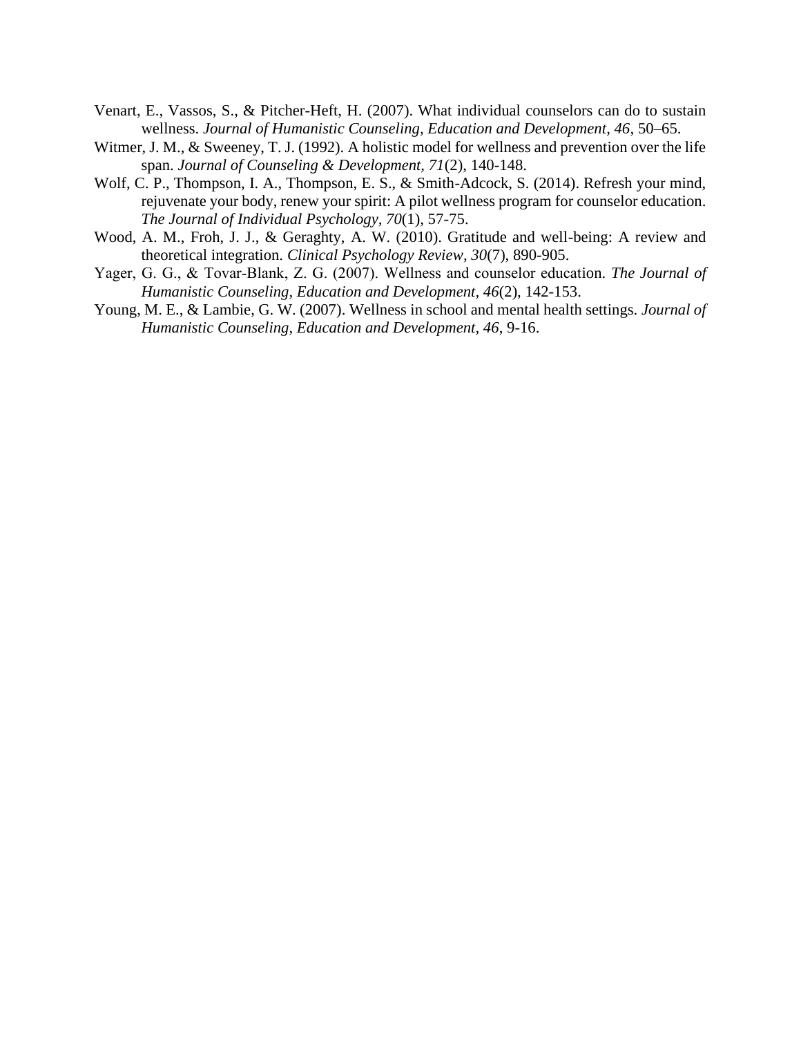Venart, E., Vassos, S., & Pitcher-Heft, H. (2007). What individual counselors can do to sustain wellness. *Journal of Humanistic Counseling, Education and Development*, *46*, 50–65.

Witmer, J. M., & Sweeney, T. J. (1992). A holistic model for wellness and prevention over the life span. *Journal of Counseling & Development*, *71*(2), 140-148.

Wolf, C. P., Thompson, I. A., Thompson, E. S., & Smith-Adcock, S. (2014). Refresh your mind, rejuvenate your body, renew your spirit: A pilot wellness program for counselor education. *The Journal of Individual Psychology, 70*(1), 57-75.

Wood, A. M., Froh, J. J., & Geraghty, A. W. (2010). Gratitude and well-being: A review and theoretical integration. *Clinical Psychology Review, 30*(7), 890-905.

Yager, G. G., & Tovar-Blank, Z. G. (2007). Wellness and counselor education. *The Journal of Humanistic Counseling, Education and Development, 46*(2), 142-153.

Young, M. E., & Lambie, G. W. (2007). Wellness in school and mental health settings. *Journal of Humanistic Counseling, Education and Development, 46*, 9-16.